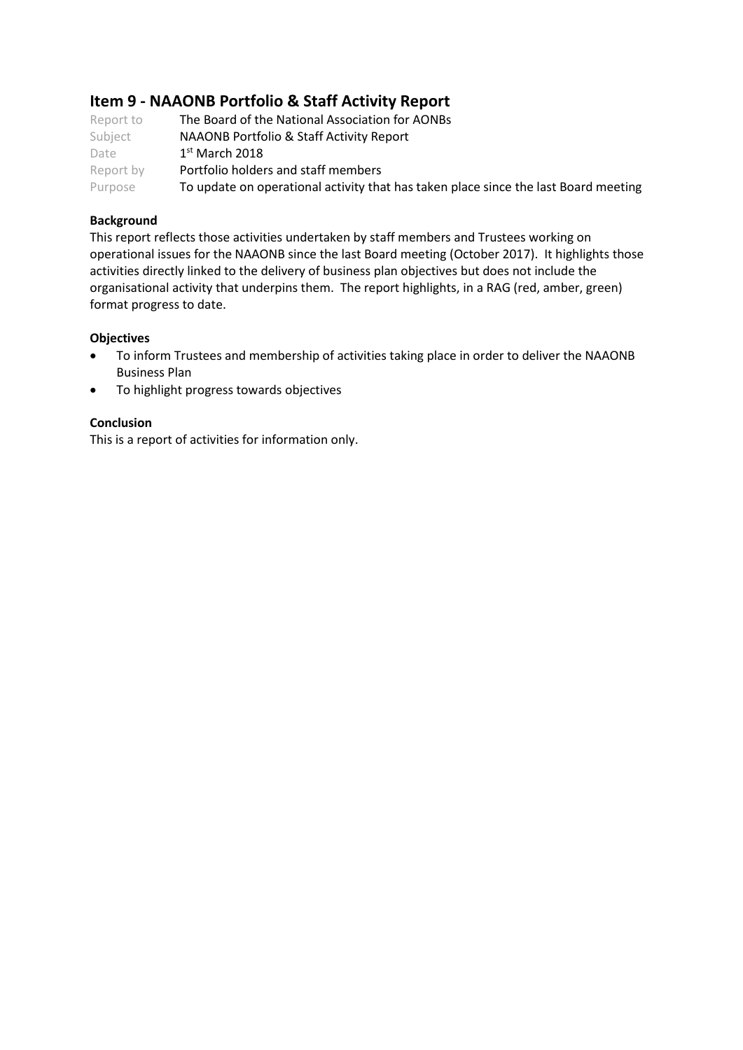## Item 9 - NAAONB Portfolio & Staff Activity Report

| | |
|---|---|
| Report to | The Board of the National Association for AONBs |
| Subject | NAAONB Portfolio & Staff Activity Report |
| Date | 1st March 2018 |
| Report by | Portfolio holders and staff members |
| Purpose | To update on operational activity that has taken place since the last Board meeting |

**Background**

This report reflects those activities undertaken by staff members and Trustees working on operational issues for the NAAONB since the last Board meeting (October 2017). It highlights those activities directly linked to the delivery of business plan objectives but does not include the organisational activity that underpins them. The report highlights, in a RAG (red, amber, green) format progress to date.

**Objectives**

- To inform Trustees and membership of activities taking place in order to deliver the NAAONB Business Plan
- To highlight progress towards objectives

**Conclusion**

This is a report of activities for information only.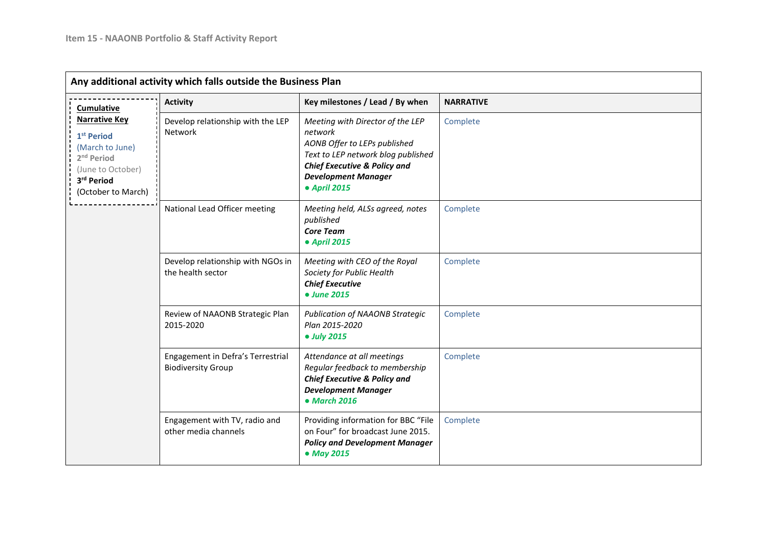| Any additional activity which falls outside the Business Plan | | | |
|---|---|---|---|
| **Cumulative Narrative Key**<br>**1st Period** (March to June)<br>**2nd Period** (June to October)<br>**3rd Period** (October to March) | **Activity** | **Key milestones / Lead / By when** | **NARRATIVE** |
| | Develop relationship with the LEP Network | *Meeting with Director of the LEP network*<br>*AONB Offer to LEPs published*<br>*Text to LEP network blog published*<br>***Chief Executive & Policy and Development Manager***<br>***● April 2015*** | Complete |
| | National Lead Officer meeting | *Meeting held, ALSs agreed, notes published*<br>***Core Team***<br>***● April 2015*** | Complete |
| | Develop relationship with NGOs in the health sector | *Meeting with CEO of the Royal Society for Public Health*<br>***Chief Executive***<br>***● June 2015*** | Complete |
| | Review of NAAONB Strategic Plan 2015-2020 | *Publication of NAAONB Strategic Plan 2015-2020*<br>***● July 2015*** | Complete |
| | Engagement in Defra's Terrestrial Biodiversity Group | *Attendance at all meetings*<br>*Regular feedback to membership*<br>***Chief Executive & Policy and Development Manager***<br>***● March 2016*** | Complete |
| | Engagement with TV, radio and other media channels | Providing information for BBC "File on Four" for broadcast June 2015.<br>***Policy and Development Manager***<br>***● May 2015*** | Complete |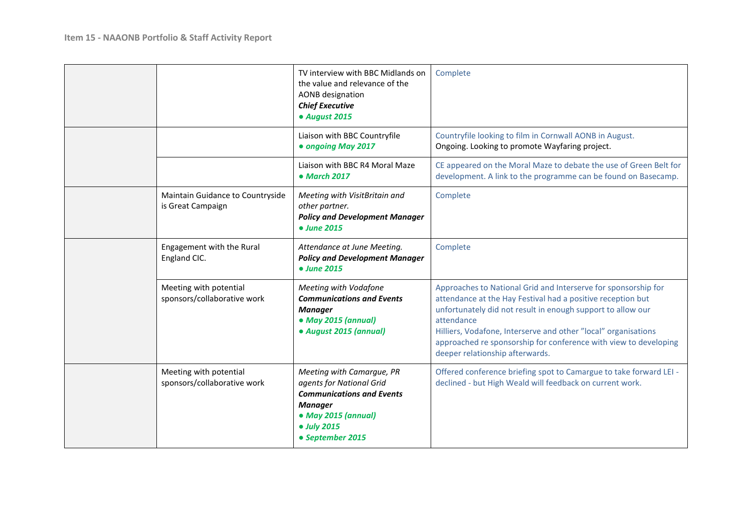| | | | |
|---|---|---|---|
| | | TV interview with BBC Midlands on the value and relevance of the AONB designation<br>***Chief Executive***<br>***● August 2015*** | Complete |
| | | Liaison with BBC Countryfile<br>***● ongoing May 2017*** | Countryfile looking to film in Cornwall AONB in August.<br>Ongoing. Looking to promote Wayfaring project. |
| | | Liaison with BBC R4 Moral Maze<br>***● March 2017*** | CE appeared on the Moral Maze to debate the use of Green Belt for development. A link to the programme can be found on Basecamp. |
| | Maintain Guidance to Countryside is Great Campaign | *Meeting with VisitBritain and other partner.*<br>***Policy and Development Manager***<br>***● June 2015*** | Complete |
| | Engagement with the Rural England CIC. | *Attendance at June Meeting.*<br>***Policy and Development Manager***<br>***● June 2015*** | Complete |
| | Meeting with potential sponsors/collaborative work | *Meeting with Vodafone*<br>***Communications and Events Manager***<br>***● May 2015 (annual)***<br>***● August 2015 (annual)*** | Approaches to National Grid and Interserve for sponsorship for attendance at the Hay Festival had a positive reception but unfortunately did not result in enough support to allow our attendance<br>Hilliers, Vodafone, Interserve and other "local" organisations approached re sponsorship for conference with view to developing deeper relationship afterwards. |
| | Meeting with potential sponsors/collaborative work | *Meeting with Camargue, PR agents for National Grid*<br>***Communications and Events Manager***<br>***● May 2015 (annual)***<br>***● July 2015***<br>***● September 2015*** | Offered conference briefing spot to Camargue to take forward LEI - declined - but High Weald will feedback on current work. |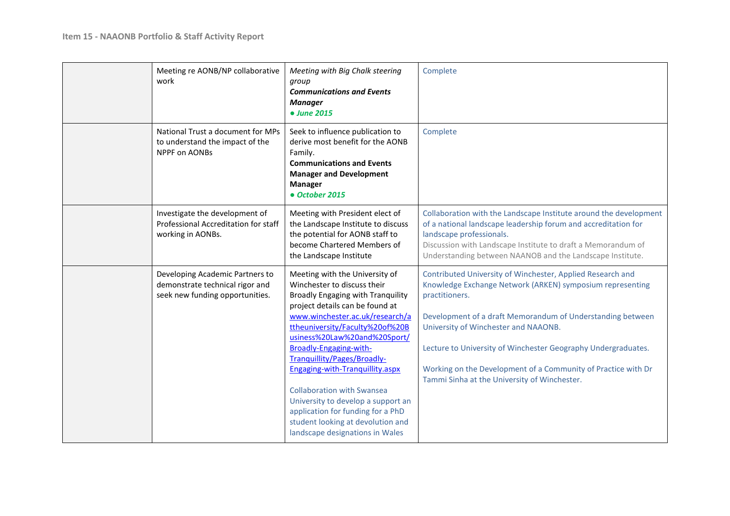| | | | |
|---|---|---|---|
| | Meeting re AONB/NP collaborative work | *Meeting with Big Chalk steering group*<br>***Communications and Events Manager***<br>***● June 2015*** | Complete |
| | National Trust a document for MPs to understand the impact of the NPPF on AONBs | Seek to influence publication to derive most benefit for the AONB Family.<br>**Communications and Events Manager and Development Manager**<br>***● October 2015*** | Complete |
| | Investigate the development of Professional Accreditation for staff working in AONBs. | Meeting with President elect of the Landscape Institute to discuss the potential for AONB staff to become Chartered Members of the Landscape Institute | Collaboration with the Landscape Institute around the development of a national landscape leadership forum and accreditation for landscape professionals.<br>Discussion with Landscape Institute to draft a Memorandum of Understanding between NAANOB and the Landscape Institute. |
| | Developing Academic Partners to demonstrate technical rigor and seek new funding opportunities. | Meeting with the University of Winchester to discuss their Broadly Engaging with Tranquility project details can be found at [www.winchester.ac.uk/research/attheuniversity/Faculty%20of%20Business%20Law%20and%20Sport/Broadly-Engaging-with-Tranquillity/Pages/Broadly-Engaging-with-Tranquillity.aspx](www.winchester.ac.uk/research/attheuniversity/Faculty%20of%20Business%20Law%20and%20Sport/Broadly-Engaging-with-Tranquillity/Pages/Broadly-Engaging-with-Tranquillity.aspx)<br><br>Collaboration with Swansea University to develop a support an application for funding for a PhD student looking at devolution and landscape designations in Wales | Contributed University of Winchester, Applied Research and Knowledge Exchange Network (ARKEN) symposium representing practitioners.<br><br>Development of a draft Memorandum of Understanding between University of Winchester and NAAONB.<br><br>Lecture to University of Winchester Geography Undergraduates.<br><br>Working on the Development of a Community of Practice with Dr Tammi Sinha at the University of Winchester. |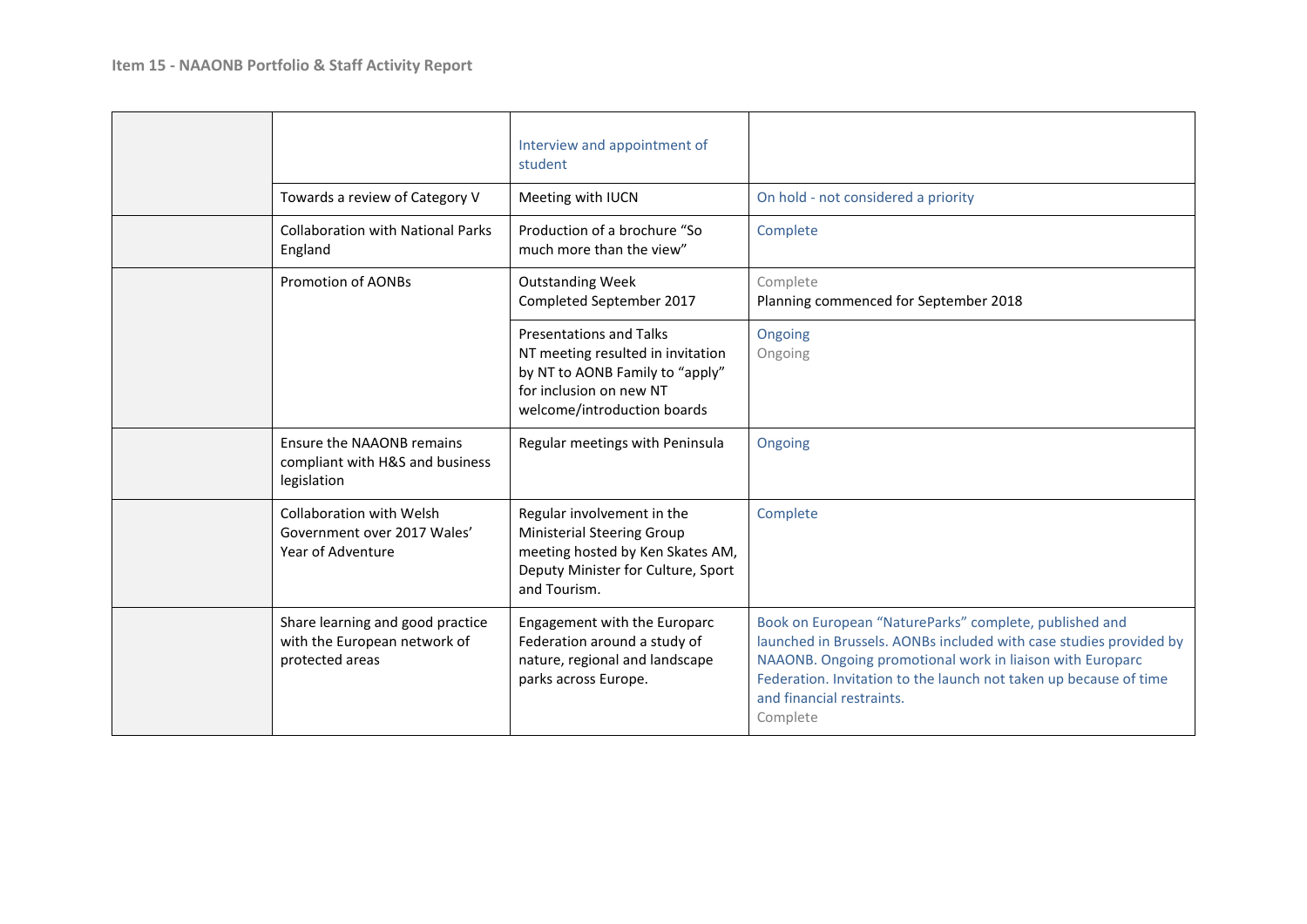| | | | |
|---|---|---|---|
| | | Interview and appointment of student | |
| | Towards a review of Category V | Meeting with IUCN | On hold - not considered a priority |
| | Collaboration with National Parks England | Production of a brochure "So much more than the view" | Complete |
| | Promotion of AONBs | Outstanding Week Completed September 2017 | Complete<br>Planning commenced for September 2018 |
| | | Presentations and Talks<br>NT meeting resulted in invitation by NT to AONB Family to "apply" for inclusion on new NT welcome/introduction boards | Ongoing<br>Ongoing |
| | Ensure the NAAONB remains compliant with H&S and business legislation | Regular meetings with Peninsula | Ongoing |
| | Collaboration with Welsh Government over 2017 Wales' Year of Adventure | Regular involvement in the Ministerial Steering Group meeting hosted by Ken Skates AM, Deputy Minister for Culture, Sport and Tourism. | Complete |
| | Share learning and good practice with the European network of protected areas | Engagement with the Europarc Federation around a study of nature, regional and landscape parks across Europe. | Book on European "NatureParks" complete, published and launched in Brussels. AONBs included with case studies provided by NAAONB. Ongoing promotional work in liaison with Europarc Federation. Invitation to the launch not taken up because of time and financial restraints.<br>Complete |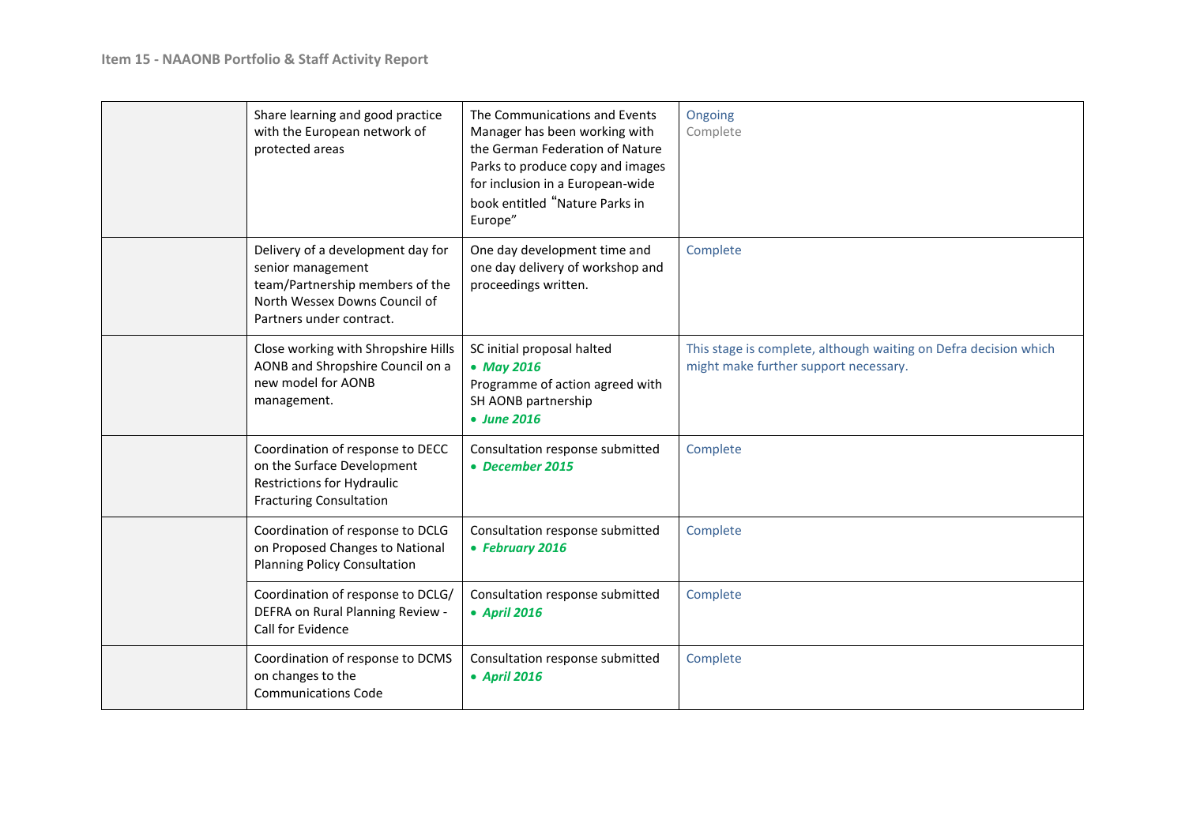| | | | |
|---|---|---|---|
| | Share learning and good practice with the European network of protected areas | The Communications and Events Manager has been working with the German Federation of Nature Parks to produce copy and images for inclusion in a European-wide book entitled "Nature Parks in Europe" | Ongoing<br>Complete |
| | Delivery of a development day for senior management team/Partnership members of the North Wessex Downs Council of Partners under contract. | One day development time and one day delivery of workshop and proceedings written. | Complete |
| | Close working with Shropshire Hills AONB and Shropshire Council on a new model for AONB management. | SC initial proposal halted<br>• ***May 2016***<br>Programme of action agreed with SH AONB partnership<br>• ***June 2016*** | This stage is complete, although waiting on Defra decision which might make further support necessary. |
| | Coordination of response to DECC on the Surface Development Restrictions for Hydraulic Fracturing Consultation | Consultation response submitted<br>• ***December 2015*** | Complete |
| | Coordination of response to DCLG on Proposed Changes to National Planning Policy Consultation | Consultation response submitted<br>• ***February 2016*** | Complete |
| | Coordination of response to DCLG/ DEFRA on Rural Planning Review - Call for Evidence | Consultation response submitted<br>• ***April 2016*** | Complete |
| | Coordination of response to DCMS on changes to the Communications Code | Consultation response submitted<br>• ***April 2016*** | Complete |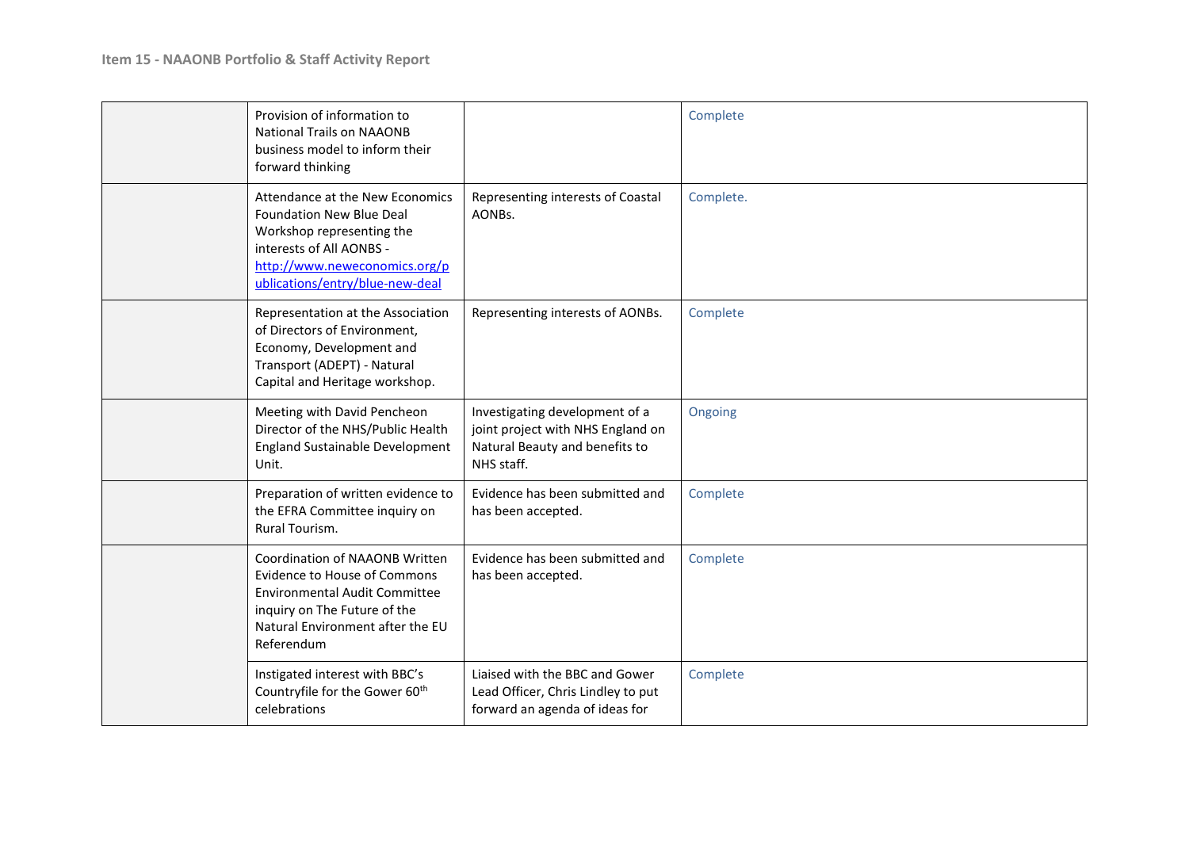| | | | |
|---|---|---|---|
| | Provision of information to National Trails on NAAONB business model to inform their forward thinking | | Complete |
| | Attendance at the New Economics Foundation New Blue Deal Workshop representing the interests of All AONBS - http://www.neweconomics.org/publications/entry/blue-new-deal | Representing interests of Coastal AONBs. | Complete. |
| | Representation at the Association of Directors of Environment, Economy, Development and Transport (ADEPT) - Natural Capital and Heritage workshop. | Representing interests of AONBs. | Complete |
| | Meeting with David Pencheon Director of the NHS/Public Health England Sustainable Development Unit. | Investigating development of a joint project with NHS England on Natural Beauty and benefits to NHS staff. | Ongoing |
| | Preparation of written evidence to the EFRA Committee inquiry on Rural Tourism. | Evidence has been submitted and has been accepted. | Complete |
| | Coordination of NAAONB Written Evidence to House of Commons Environmental Audit Committee inquiry on The Future of the Natural Environment after the EU Referendum | Evidence has been submitted and has been accepted. | Complete |
| | Instigated interest with BBC's Countryfile for the Gower 60th celebrations | Liaised with the BBC and Gower Lead Officer, Chris Lindley to put forward an agenda of ideas for | Complete |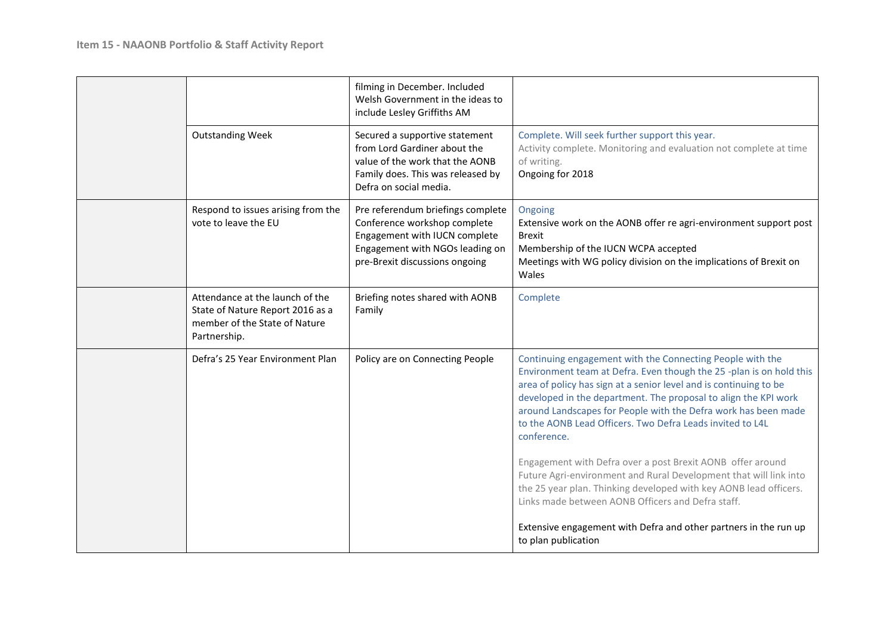| | | | |
|---|---|---|---|
| | | filming in December. Included Welsh Government in the ideas to include Lesley Griffiths AM | |
| | Outstanding Week | Secured a supportive statement from Lord Gardiner about the value of the work that the AONB Family does. This was released by Defra on social media. | Complete. Will seek further support this year.<br>Activity complete. Monitoring and evaluation not complete at time of writing.<br>Ongoing for 2018 |
| | Respond to issues arising from the vote to leave the EU | Pre referendum briefings complete<br>Conference workshop complete<br>Engagement with IUCN complete<br>Engagement with NGOs leading on pre-Brexit discussions ongoing | Ongoing<br>Extensive work on the AONB offer re agri-environment support post Brexit<br>Membership of the IUCN WCPA accepted<br>Meetings with WG policy division on the implications of Brexit on Wales |
| | Attendance at the launch of the State of Nature Report 2016 as a member of the State of Nature Partnership. | Briefing notes shared with AONB Family | Complete |
| | Defra's 25 Year Environment Plan | Policy are on Connecting People | Continuing engagement with the Connecting People with the Environment team at Defra. Even though the 25 -plan is on hold this area of policy has sign at a senior level and is continuing to be developed in the department. The proposal to align the KPI work around Landscapes for People with the Defra work has been made to the AONB Lead Officers. Two Defra Leads invited to L4L conference.<br><br>Engagement with Defra over a post Brexit AONB offer around Future Agri-environment and Rural Development that will link into the 25 year plan. Thinking developed with key AONB lead officers. Links made between AONB Officers and Defra staff.<br><br>Extensive engagement with Defra and other partners in the run up to plan publication |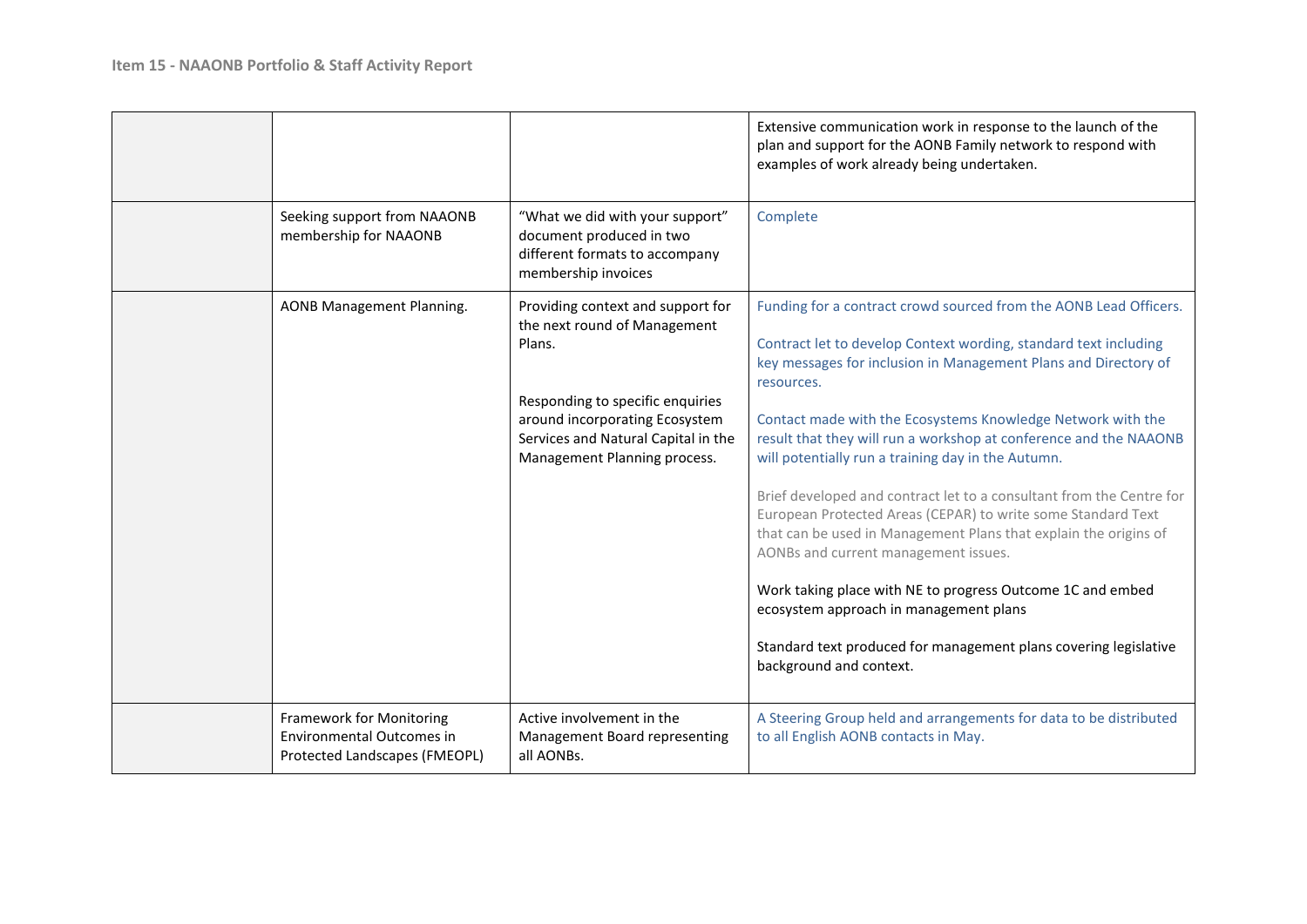| | | | |
|---|---|---|---|
| | | | Extensive communication work in response to the launch of the plan and support for the AONB Family network to respond with examples of work already being undertaken. |
| | Seeking support from NAAONB membership for NAAONB | "What we did with your support" document produced in two different formats to accompany membership invoices | Complete |
| | AONB Management Planning. | Providing context and support for the next round of Management Plans.<br><br>Responding to specific enquiries around incorporating Ecosystem Services and Natural Capital in the Management Planning process. | Funding for a contract crowd sourced from the AONB Lead Officers.<br><br>Contract let to develop Context wording, standard text including key messages for inclusion in Management Plans and Directory of resources.<br><br>Contact made with the Ecosystems Knowledge Network with the result that they will run a workshop at conference and the NAAONB will potentially run a training day in the Autumn.<br><br>Brief developed and contract let to a consultant from the Centre for European Protected Areas (CEPAR) to write some Standard Text that can be used in Management Plans that explain the origins of AONBs and current management issues.<br><br>Work taking place with NE to progress Outcome 1C and embed ecosystem approach in management plans<br><br>Standard text produced for management plans covering legislative background and context. |
| | Framework for Monitoring Environmental Outcomes in Protected Landscapes (FMEOPL) | Active involvement in the Management Board representing all AONBs. | A Steering Group held and arrangements for data to be distributed to all English AONB contacts in May. |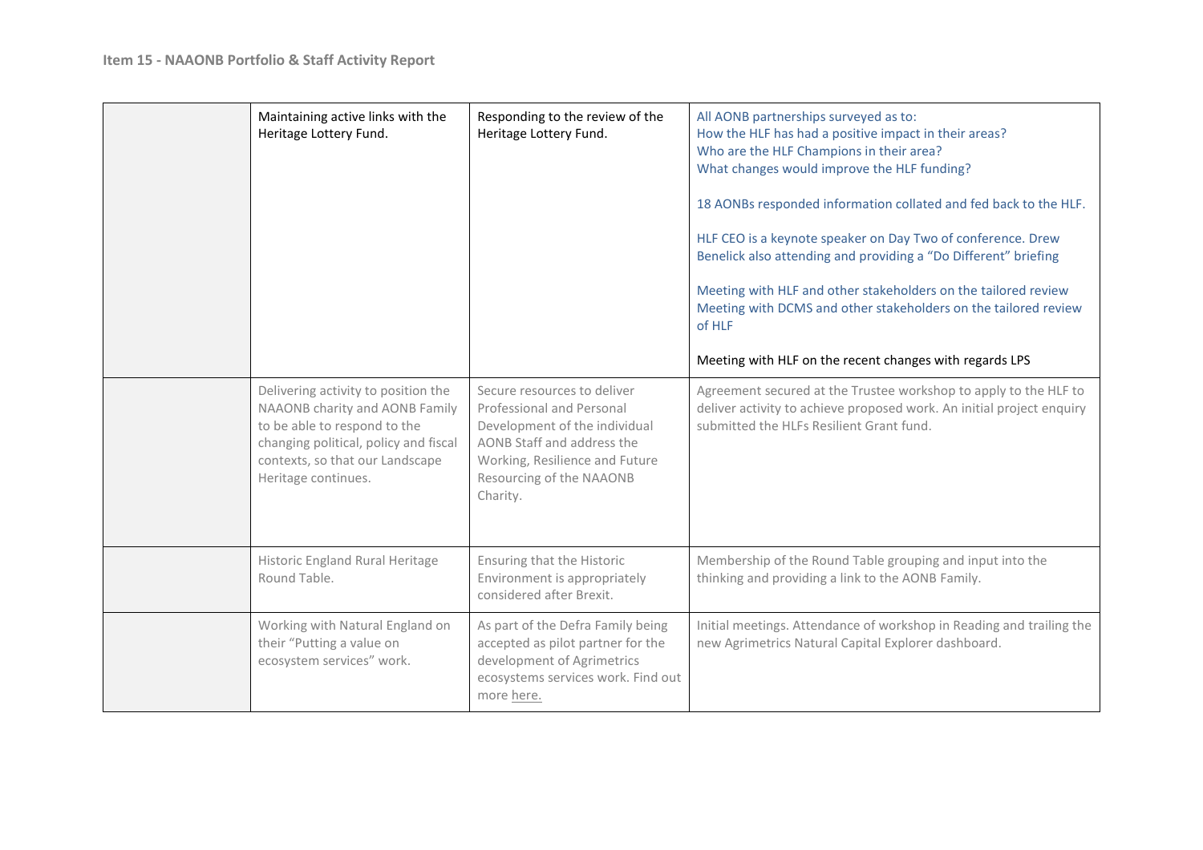| | | | |
|---|---|---|---|
| | Maintaining active links with the Heritage Lottery Fund. | Responding to the review of the Heritage Lottery Fund. | All AONB partnerships surveyed as to:<br>How the HLF has had a positive impact in their areas?<br>Who are the HLF Champions in their area?<br>What changes would improve the HLF funding?<br><br>18 AONBs responded information collated and fed back to the HLF.<br><br>HLF CEO is a keynote speaker on Day Two of conference. Drew Benelick also attending and providing a "Do Different" briefing<br><br>Meeting with HLF and other stakeholders on the tailored review<br>Meeting with DCMS and other stakeholders on the tailored review of HLF<br><br>Meeting with HLF on the recent changes with regards LPS |
| | Delivering activity to position the NAAONB charity and AONB Family to be able to respond to the changing political, policy and fiscal contexts, so that our Landscape Heritage continues. | Secure resources to deliver Professional and Personal Development of the individual AONB Staff and address the Working, Resilience and Future Resourcing of the NAAONB Charity. | Agreement secured at the Trustee workshop to apply to the HLF to deliver activity to achieve proposed work. An initial project enquiry submitted the HLFs Resilient Grant fund. |
| | Historic England Rural Heritage Round Table. | Ensuring that the Historic Environment is appropriately considered after Brexit. | Membership of the Round Table grouping and input into the thinking and providing a link to the AONB Family. |
| | Working with Natural England on their "Putting a value on ecosystem services" work. | As part of the Defra Family being accepted as pilot partner for the development of Agrimetrics ecosystems services work. Find out more here. | Initial meetings. Attendance of workshop in Reading and trailing the new Agrimetrics Natural Capital Explorer dashboard. |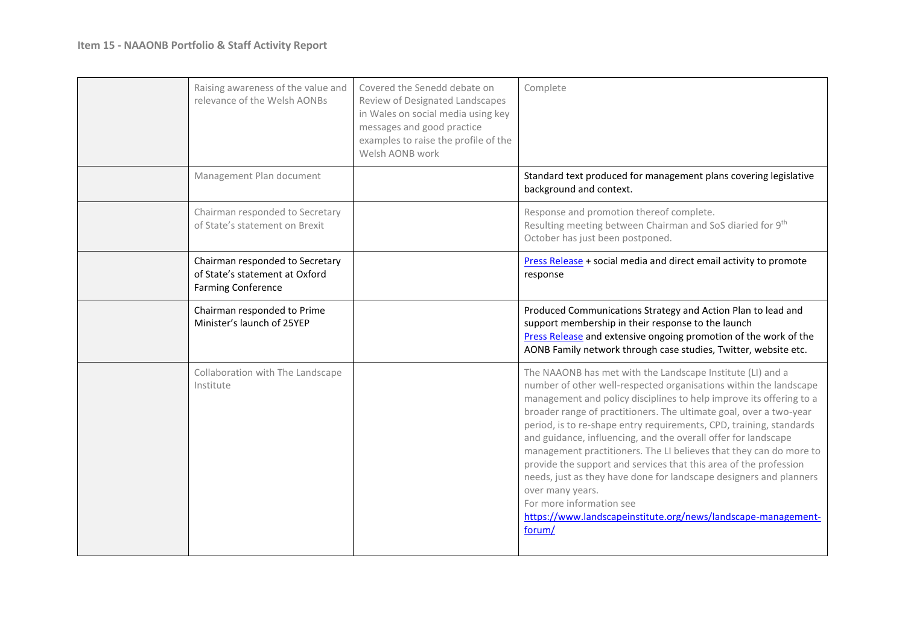| | | | |
|---|---|---|---|
| | Raising awareness of the value and relevance of the Welsh AONBs | Covered the Senedd debate on Review of Designated Landscapes in Wales on social media using key messages and good practice examples to raise the profile of the Welsh AONB work | Complete |
| | Management Plan document | | Standard text produced for management plans covering legislative background and context. |
| | Chairman responded to Secretary of State's statement on Brexit | | Response and promotion thereof complete.<br>Resulting meeting between Chairman and SoS diaried for 9th October has just been postponed. |
| | Chairman responded to Secretary of State's statement at Oxford Farming Conference | | Press Release + social media and direct email activity to promote response |
| | Chairman responded to Prime Minister's launch of 25YEP | | Produced Communications Strategy and Action Plan to lead and support membership in their response to the launch<br>Press Release and extensive ongoing promotion of the work of the AONB Family network through case studies, Twitter, website etc. |
| | Collaboration with The Landscape Institute | | The NAAONB has met with the Landscape Institute (LI) and a number of other well-respected organisations within the landscape management and policy disciplines to help improve its offering to a broader range of practitioners. The ultimate goal, over a two-year period, is to re-shape entry requirements, CPD, training, standards and guidance, influencing, and the overall offer for landscape management practitioners. The LI believes that they can do more to provide the support and services that this area of the profession needs, just as they have done for landscape designers and planners over many years.<br>For more information see<br>https://www.landscapeinstitute.org/news/landscape-management-forum/ |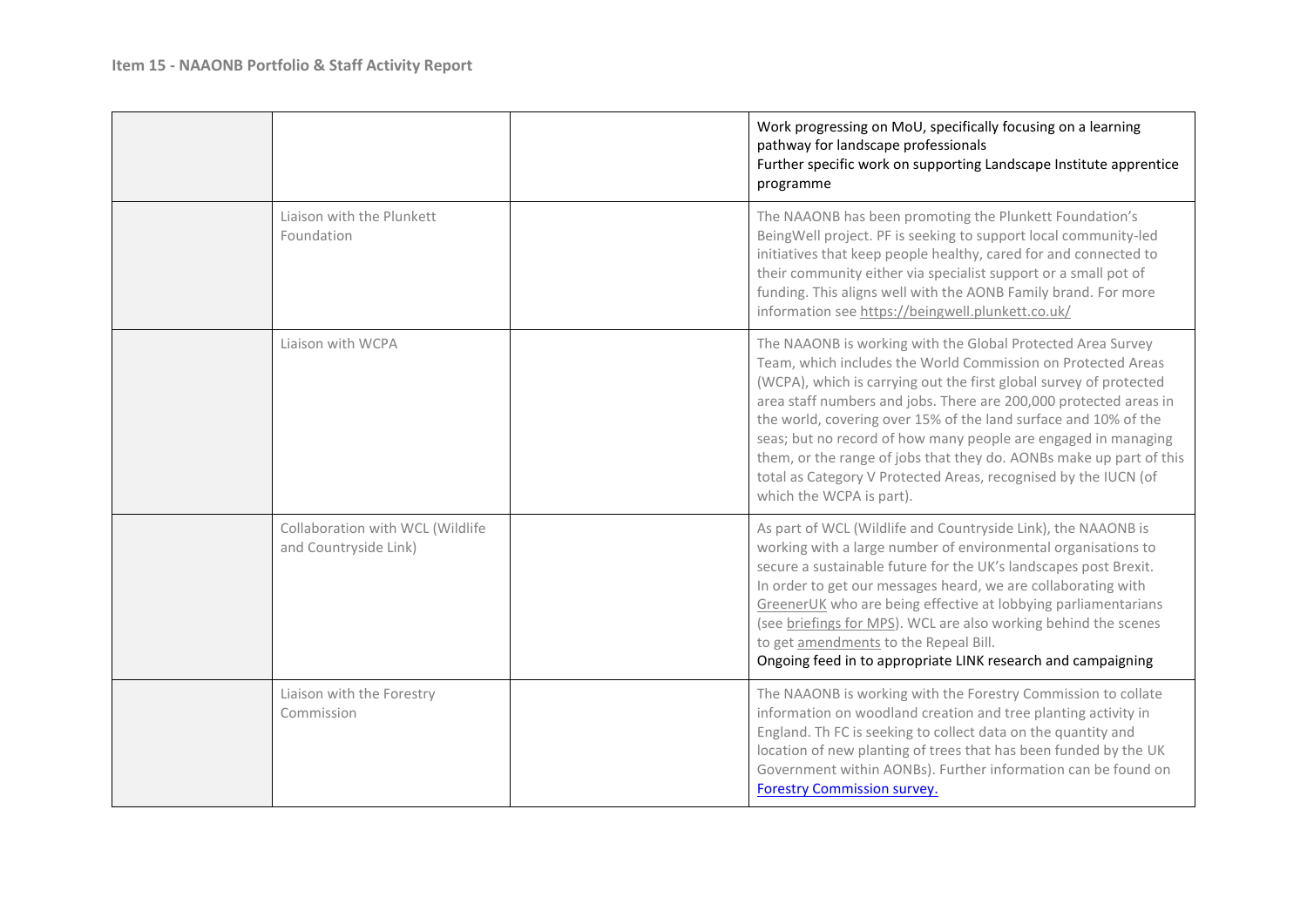| | | | |
|---|---|---|---|
| | | | Work progressing on MoU, specifically focusing on a learning pathway for landscape professionals<br>Further specific work on supporting Landscape Institute apprentice programme |
| | Liaison with the Plunkett Foundation | | The NAAONB has been promoting the Plunkett Foundation's BeingWell project. PF is seeking to support local community-led initiatives that keep people healthy, cared for and connected to their community either via specialist support or a small pot of funding. This aligns well with the AONB Family brand. For more information see https://beingwell.plunkett.co.uk/ |
| | Liaison with WCPA | | The NAAONB is working with the Global Protected Area Survey Team, which includes the World Commission on Protected Areas (WCPA), which is carrying out the first global survey of protected area staff numbers and jobs. There are 200,000 protected areas in the world, covering over 15% of the land surface and 10% of the seas; but no record of how many people are engaged in managing them, or the range of jobs that they do. AONBs make up part of this total as Category V Protected Areas, recognised by the IUCN (of which the WCPA is part). |
| | Collaboration with WCL (Wildlife and Countryside Link) | | As part of WCL (Wildlife and Countryside Link), the NAAONB is working with a large number of environmental organisations to secure a sustainable future for the UK's landscapes post Brexit. In order to get our messages heard, we are collaborating with GreenerUK who are being effective at lobbying parliamentarians (see briefings for MPS). WCL are also working behind the scenes to get amendments to the Repeal Bill.<br>Ongoing feed in to appropriate LINK research and campaigning |
| | Liaison with the Forestry Commission | | The NAAONB is working with the Forestry Commission to collate information on woodland creation and tree planting activity in England. Th FC is seeking to collect data on the quantity and location of new planting of trees that has been funded by the UK Government within AONBs). Further information can be found on Forestry Commission survey. |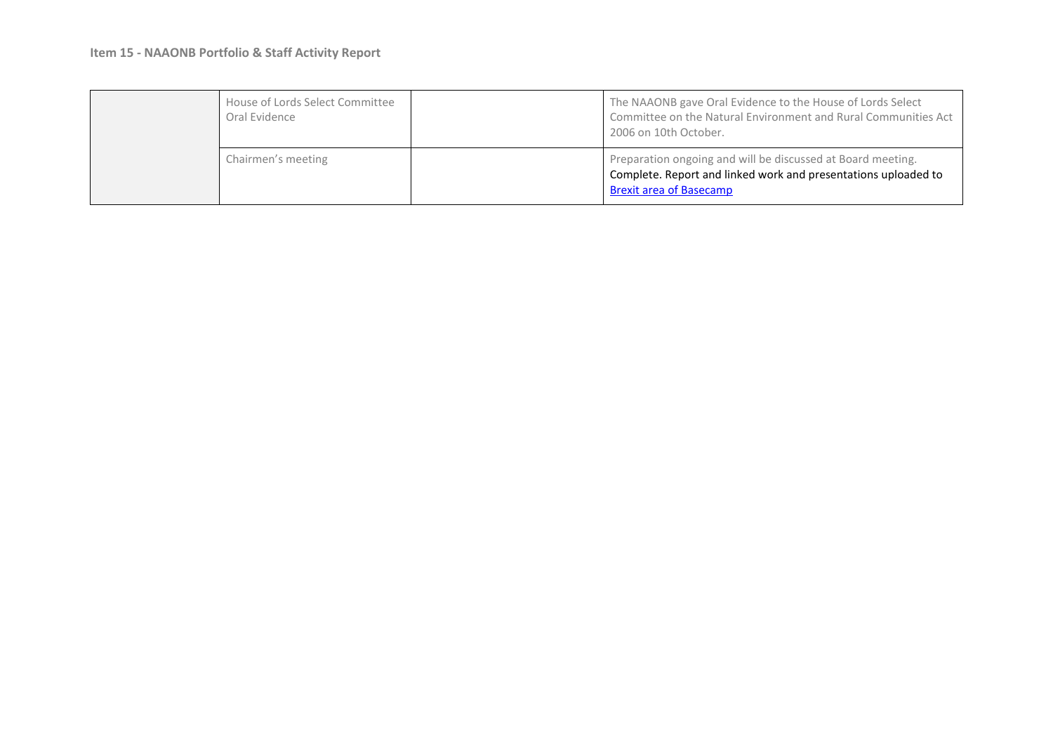**Item 15 - NAAONB Portfolio & Staff Activity Report**

| | | | |
|---|---|---|---|
| | House of Lords Select Committee Oral Evidence | | The NAAONB gave Oral Evidence to the House of Lords Select Committee on the Natural Environment and Rural Communities Act 2006 on 10th October. |
| | Chairmen's meeting | | Preparation ongoing and will be discussed at Board meeting. Complete. Report and linked work and presentations uploaded to Brexit area of Basecamp |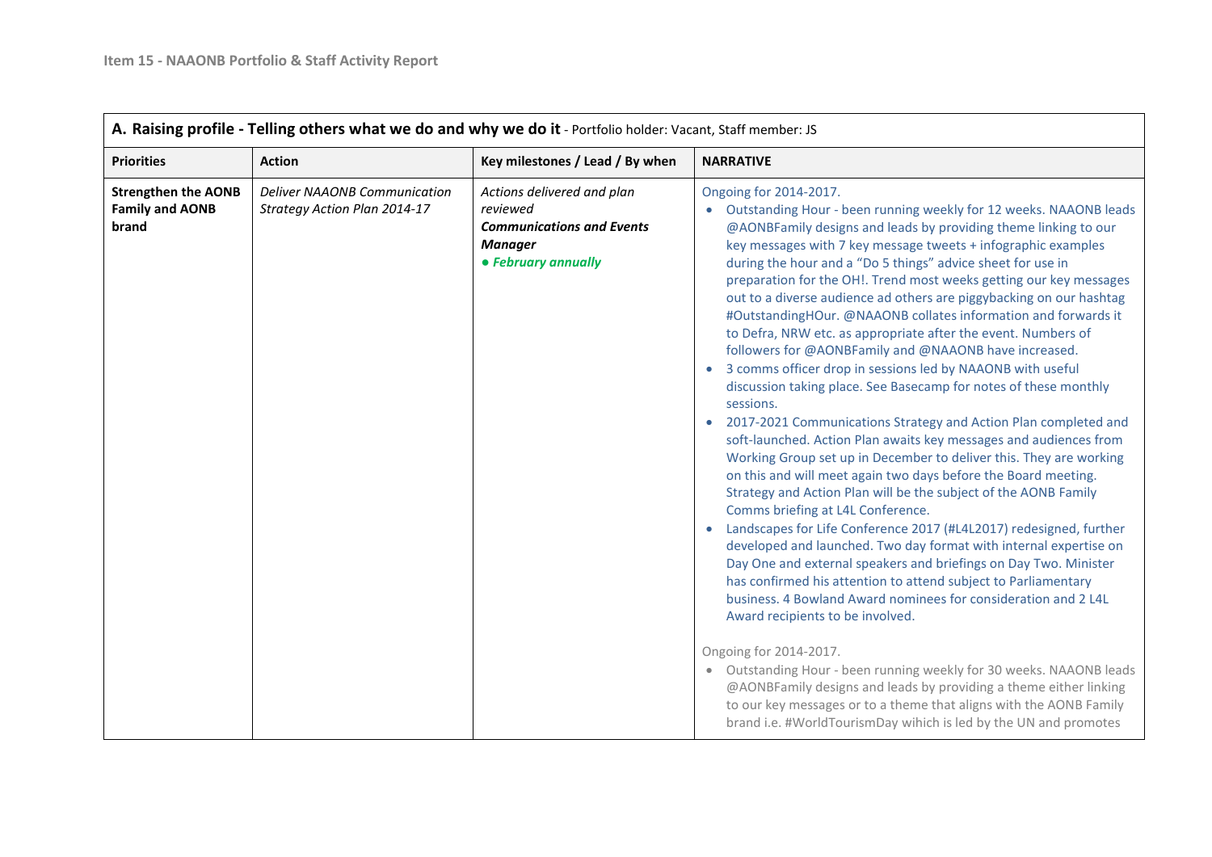| **A. Raising profile - Telling others what we do and why we do it** - Portfolio holder: Vacant, Staff member: JS | | | |
|---|---|---|---|
| **Priorities** | **Action** | **Key milestones / Lead / By when** | **NARRATIVE** |
| **Strengthen the AONB Family and AONB brand** | *Deliver NAAONB Communication Strategy Action Plan 2014-17* | *Actions delivered and plan reviewed*<br>***Communications and Events Manager***<br>***● February annually*** | Ongoing for 2014-2017.<br>• Outstanding Hour - been running weekly for 12 weeks. NAAONB leads @AONBFamily designs and leads by providing theme linking to our key messages with 7 key message tweets + infographic examples during the hour and a "Do 5 things" advice sheet for use in preparation for the OH!. Trend most weeks getting our key messages out to a diverse audience ad others are piggybacking on our hashtag #OutstandingHOur. @NAAONB collates information and forwards it to Defra, NRW etc. as appropriate after the event. Numbers of followers for @AONBFamily and @NAAONB have increased.<br>• 3 comms officer drop in sessions led by NAAONB with useful discussion taking place. See Basecamp for notes of these monthly sessions.<br>• 2017-2021 Communications Strategy and Action Plan completed and soft-launched. Action Plan awaits key messages and audiences from Working Group set up in December to deliver this. They are working on this and will meet again two days before the Board meeting. Strategy and Action Plan will be the subject of the AONB Family Comms briefing at L4L Conference.<br>• Landscapes for Life Conference 2017 (#L4L2017) redesigned, further developed and launched. Two day format with internal expertise on Day One and external speakers and briefings on Day Two. Minister has confirmed his attention to attend subject to Parliamentary business. 4 Bowland Award nominees for consideration and 2 L4L Award recipients to be involved.<br><br>Ongoing for 2014-2017.<br>• Outstanding Hour - been running weekly for 30 weeks. NAAONB leads @AONBFamily designs and leads by providing a theme either linking to our key messages or to a theme that aligns with the AONB Family brand i.e. #WorldTourismDay wihich is led by the UN and promotes |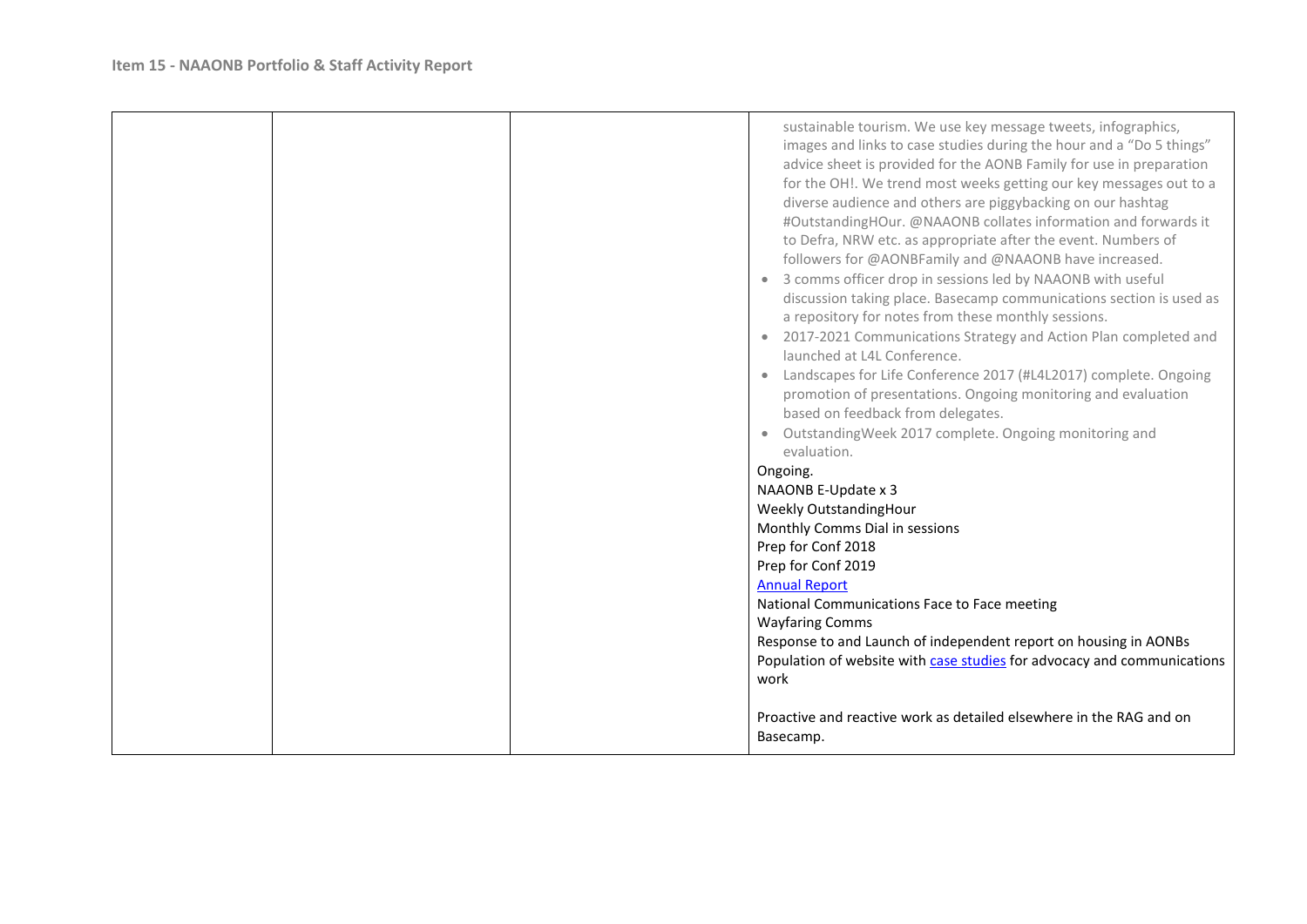| | | | sustainable tourism. We use key message tweets, infographics, images and links to case studies during the hour and a "Do 5 things" advice sheet is provided for the AONB Family for use in preparation for the OH!. We trend most weeks getting our key messages out to a diverse audience and others are piggybacking on our hashtag #OutstandingHOur. @NAAONB collates information and forwards it to Defra, NRW etc. as appropriate after the event. Numbers of followers for @AONBFamily and @NAAONB have increased.<br>• 3 comms officer drop in sessions led by NAAONB with useful discussion taking place. Basecamp communications section is used as a repository for notes from these monthly sessions.<br>• 2017-2021 Communications Strategy and Action Plan completed and launched at L4L Conference.<br>• Landscapes for Life Conference 2017 (#L4L2017) complete. Ongoing promotion of presentations. Ongoing monitoring and evaluation based on feedback from delegates.<br>• OutstandingWeek 2017 complete. Ongoing monitoring and evaluation.<br>Ongoing.<br>NAAONB E-Update x 3<br>Weekly OutstandingHour<br>Monthly Comms Dial in sessions<br>Prep for Conf 2018<br>Prep for Conf 2019<br>Annual Report<br>National Communications Face to Face meeting<br>Wayfaring Comms<br>Response to and Launch of independent report on housing in AONBs<br>Population of website with case studies for advocacy and communications work<br><br>Proactive and reactive work as detailed elsewhere in the RAG and on Basecamp. |
|---|---|---|---|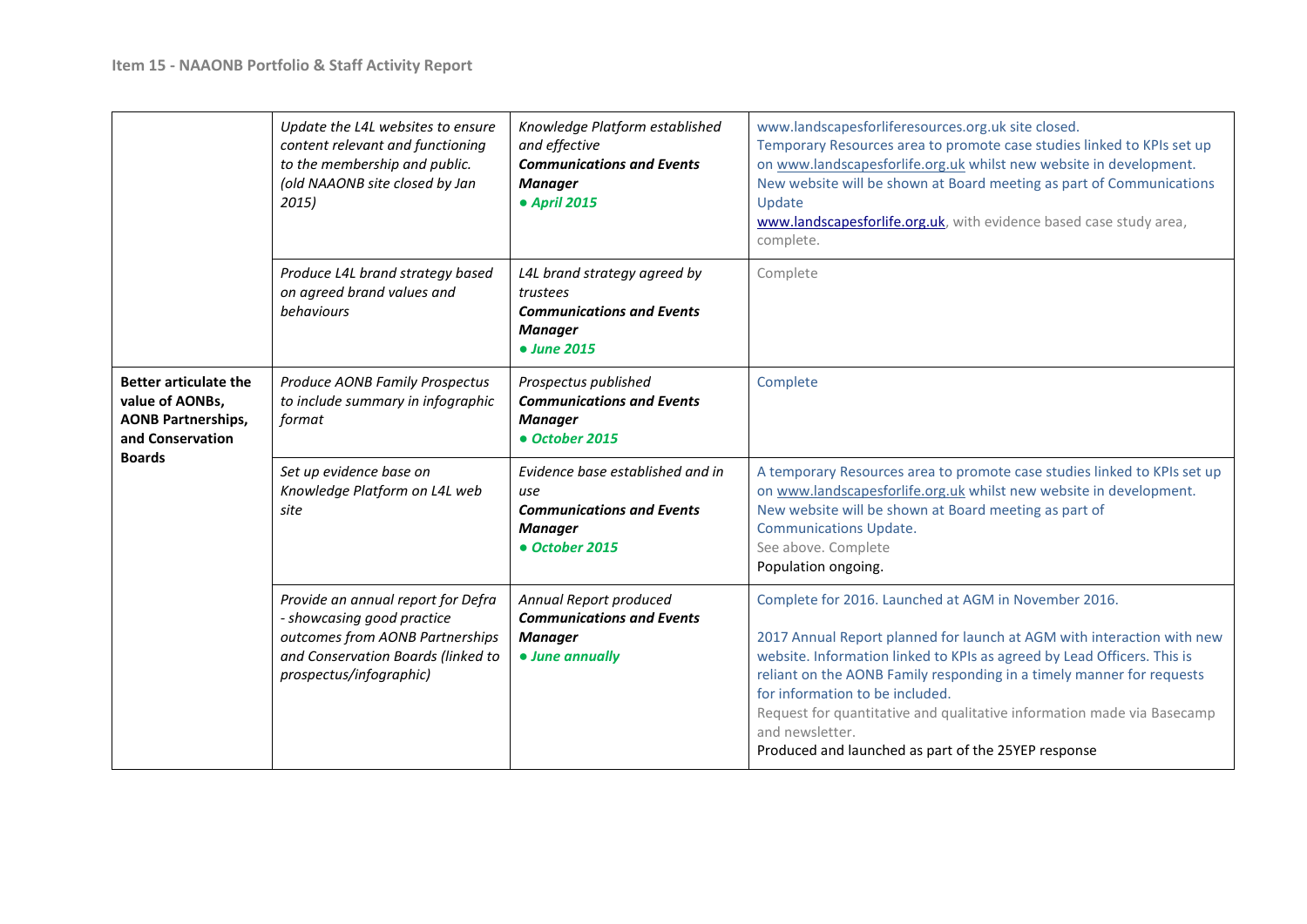| | | | |
|---|---|---|---|
| | *Update the L4L websites to ensure content relevant and functioning to the membership and public. (old NAAONB site closed by Jan 2015)* | *Knowledge Platform established and effective* ***Communications and Events Manager*** ***● April 2015*** | www.landscapesforliferesources.org.uk site closed. Temporary Resources area to promote case studies linked to KPIs set up on www.landscapesforlife.org.uk whilst new website in development. New website will be shown at Board meeting as part of Communications Update www.landscapesforlife.org.uk, with evidence based case study area, complete. |
| | *Produce L4L brand strategy based on agreed brand values and behaviours* | *L4L brand strategy agreed by trustees* ***Communications and Events Manager*** ***● June 2015*** | Complete |
| **Better articulate the value of AONBs, AONB Partnerships, and Conservation Boards** | *Produce AONB Family Prospectus to include summary in infographic format* | *Prospectus published* ***Communications and Events Manager*** ***● October 2015*** | Complete |
| | *Set up evidence base on Knowledge Platform on L4L web site* | *Evidence base established and in use* ***Communications and Events Manager*** ***● October 2015*** | A temporary Resources area to promote case studies linked to KPIs set up on www.landscapesforlife.org.uk whilst new website in development. New website will be shown at Board meeting as part of Communications Update. See above. Complete Population ongoing. |
| | *Provide an annual report for Defra - showcasing good practice outcomes from AONB Partnerships and Conservation Boards (linked to prospectus/infographic)* | *Annual Report produced* ***Communications and Events Manager*** ***● June annually*** | Complete for 2016. Launched at AGM in November 2016. 2017 Annual Report planned for launch at AGM with interaction with new website. Information linked to KPIs as agreed by Lead Officers. This is reliant on the AONB Family responding in a timely manner for requests for information to be included. Request for quantitative and qualitative information made via Basecamp and newsletter. Produced and launched as part of the 25YEP response |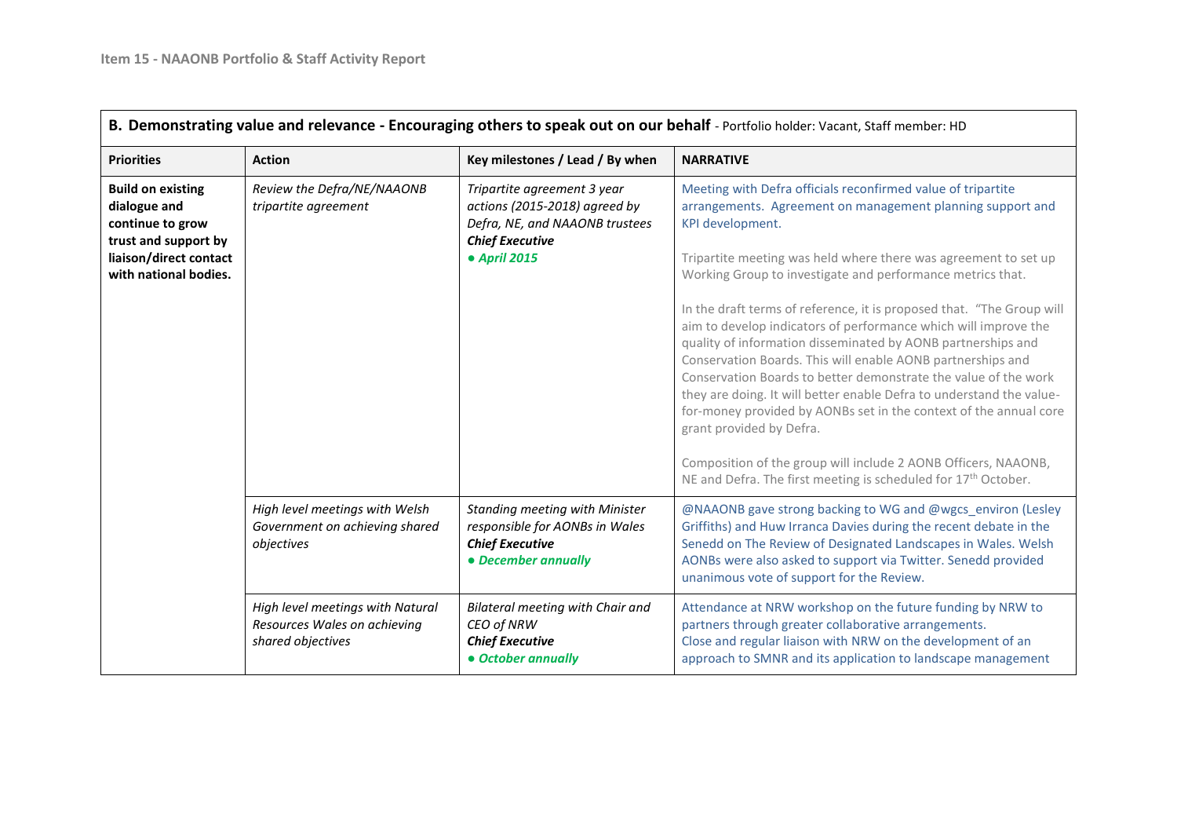| **B. Demonstrating value and relevance - Encouraging others to speak out on our behalf** - Portfolio holder: Vacant, Staff member: HD | | | |
|---|---|---|---|
| **Priorities** | **Action** | **Key milestones / Lead / By when** | **NARRATIVE** |
| **Build on existing dialogue and continue to grow trust and support by liaison/direct contact with national bodies.** | *Review the Defra/NE/NAAONB tripartite agreement* | *Tripartite agreement 3 year actions (2015-2018) agreed by Defra, NE, and NAAONB trustees* ***Chief Executive*** ***● April 2015*** | Meeting with Defra officials reconfirmed value of tripartite arrangements. Agreement on management planning support and KPI development.<br><br>Tripartite meeting was held where there was agreement to set up Working Group to investigate and performance metrics that.<br><br>In the draft terms of reference, it is proposed that. "The Group will aim to develop indicators of performance which will improve the quality of information disseminated by AONB partnerships and Conservation Boards. This will enable AONB partnerships and Conservation Boards to better demonstrate the value of the work they are doing. It will better enable Defra to understand the value-for-money provided by AONBs set in the context of the annual core grant provided by Defra.<br><br>Composition of the group will include 2 AONB Officers, NAAONB, NE and Defra. The first meeting is scheduled for 17th October. |
| | *High level meetings with Welsh Government on achieving shared objectives* | *Standing meeting with Minister responsible for AONBs in Wales* ***Chief Executive*** ***● December annually*** | @NAAONB gave strong backing to WG and @wgcs_environ (Lesley Griffiths) and Huw Irranca Davies during the recent debate in the Senedd on The Review of Designated Landscapes in Wales. Welsh AONBs were also asked to support via Twitter. Senedd provided unanimous vote of support for the Review. |
| | *High level meetings with Natural Resources Wales on achieving shared objectives* | *Bilateral meeting with Chair and CEO of NRW* ***Chief Executive*** ***● October annually*** | Attendance at NRW workshop on the future funding by NRW to partners through greater collaborative arrangements.<br>Close and regular liaison with NRW on the development of an approach to SMNR and its application to landscape management |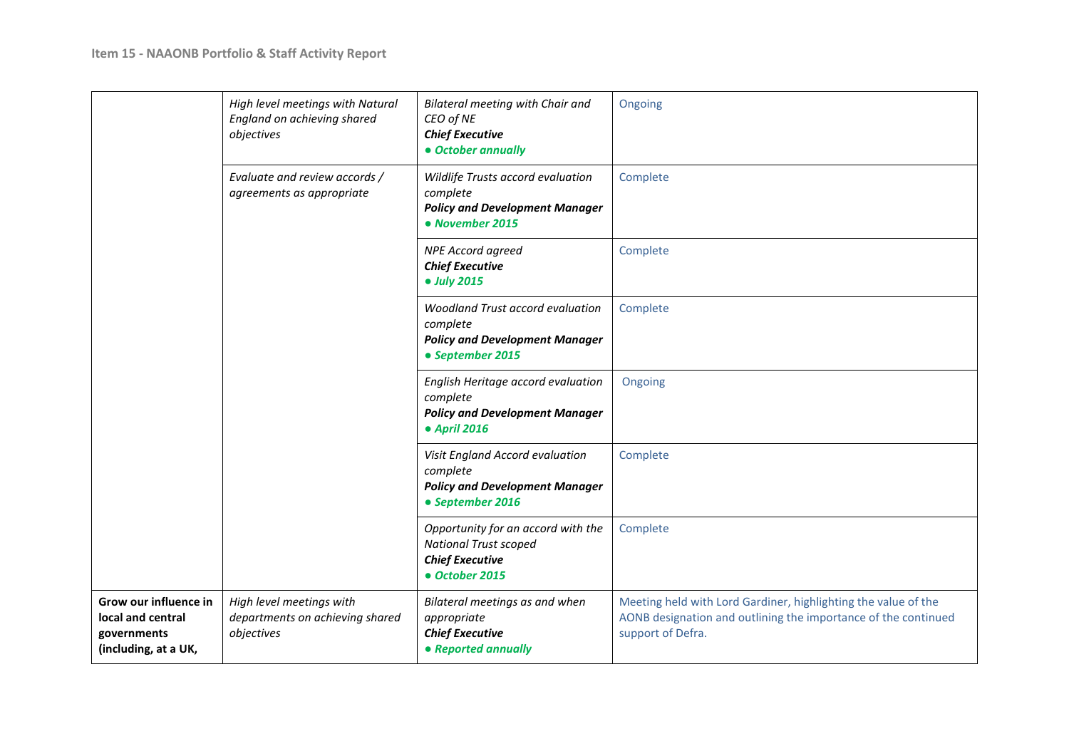| | | | |
|---|---|---|---|
| | *High level meetings with Natural England on achieving shared objectives* | *Bilateral meeting with Chair and CEO of NE* ***Chief Executive*** ***● October annually*** | Ongoing |
| | *Evaluate and review accords / agreements as appropriate* | *Wildlife Trusts accord evaluation complete* ***Policy and Development Manager*** ***● November 2015*** | Complete |
| | | *NPE Accord agreed* ***Chief Executive*** ***● July 2015*** | Complete |
| | | *Woodland Trust accord evaluation complete* ***Policy and Development Manager*** ***● September 2015*** | Complete |
| | | *English Heritage accord evaluation complete* ***Policy and Development Manager*** ***● April 2016*** | Ongoing |
| | | *Visit England Accord evaluation complete* ***Policy and Development Manager*** ***● September 2016*** | Complete |
| | | *Opportunity for an accord with the National Trust scoped* ***Chief Executive*** ***● October 2015*** | Complete |
| **Grow our influence in local and central governments (including, at a UK,** | *High level meetings with departments on achieving shared objectives* | *Bilateral meetings as and when appropriate* ***Chief Executive*** ***● Reported annually*** | Meeting held with Lord Gardiner, highlighting the value of the AONB designation and outlining the importance of the continued support of Defra. |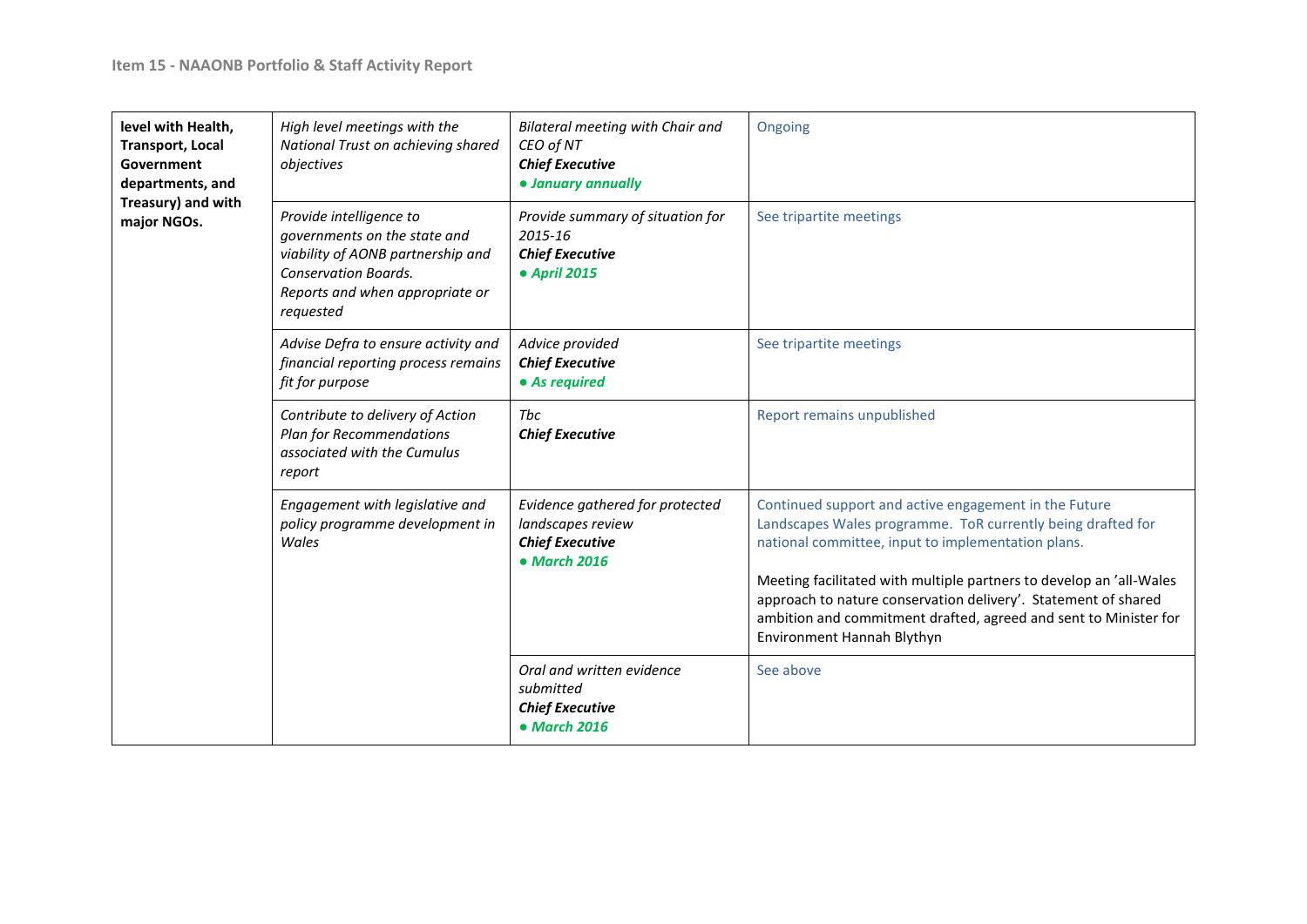| | | | |
|---|---|---|---|
| **level with Health, Transport, Local Government departments, and Treasury) and with major NGOs.** | *High level meetings with the National Trust on achieving shared objectives* | *Bilateral meeting with Chair and CEO of NT*<br>***Chief Executive***<br>***● January annually*** | Ongoing |
| | *Provide intelligence to governments on the state and viability of AONB partnership and Conservation Boards.*<br>*Reports and when appropriate or requested* | *Provide summary of situation for 2015-16*<br>***Chief Executive***<br>***● April 2015*** | See tripartite meetings |
| | *Advise Defra to ensure activity and financial reporting process remains fit for purpose* | *Advice provided*<br>***Chief Executive***<br>***● As required*** | See tripartite meetings |
| | *Contribute to delivery of Action Plan for Recommendations associated with the Cumulus report* | *Tbc*<br>***Chief Executive*** | Report remains unpublished |
| | *Engagement with legislative and policy programme development in Wales* | *Evidence gathered for protected landscapes review*<br>***Chief Executive***<br>***● March 2016*** | Continued support and active engagement in the Future Landscapes Wales programme. ToR currently being drafted for national committee, input to implementation plans.<br><br>Meeting facilitated with multiple partners to develop an 'all-Wales approach to nature conservation delivery'. Statement of shared ambition and commitment drafted, agreed and sent to Minister for Environment Hannah Blythyn |
| | | *Oral and written evidence submitted*<br>***Chief Executive***<br>***● March 2016*** | See above |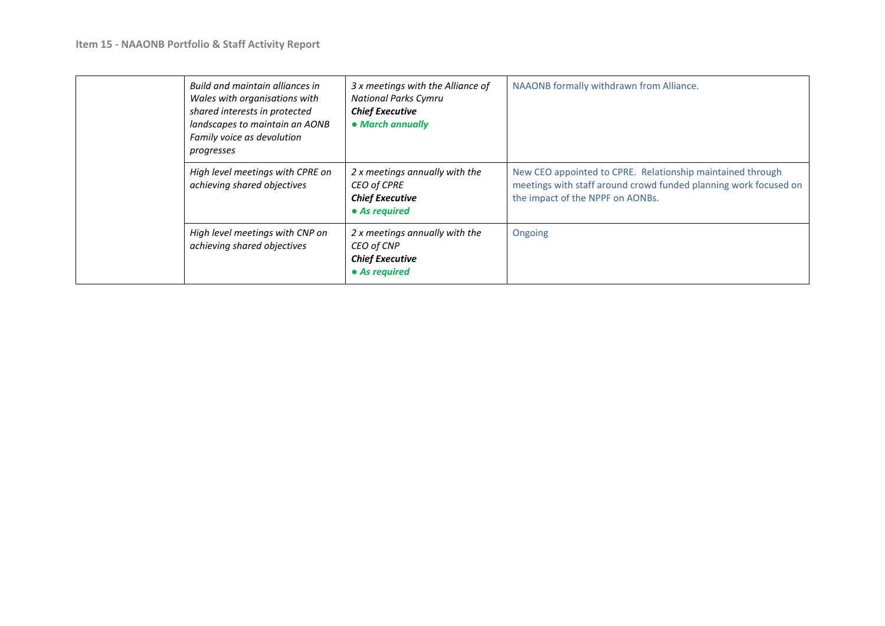| | | | |
|---|---|---|---|
| | *Build and maintain alliances in Wales with organisations with shared interests in protected landscapes to maintain an AONB Family voice as devolution progresses* | *3 x meetings with the Alliance of National Parks Cymru* ***Chief Executive*** ***• March annually*** | NAAONB formally withdrawn from Alliance. |
| | *High level meetings with CPRE on achieving shared objectives* | *2 x meetings annually with the CEO of CPRE* ***Chief Executive*** ***• As required*** | New CEO appointed to CPRE. Relationship maintained through meetings with staff around crowd funded planning work focused on the impact of the NPPF on AONBs. |
| | *High level meetings with CNP on achieving shared objectives* | *2 x meetings annually with the CEO of CNP* ***Chief Executive*** ***• As required*** | Ongoing |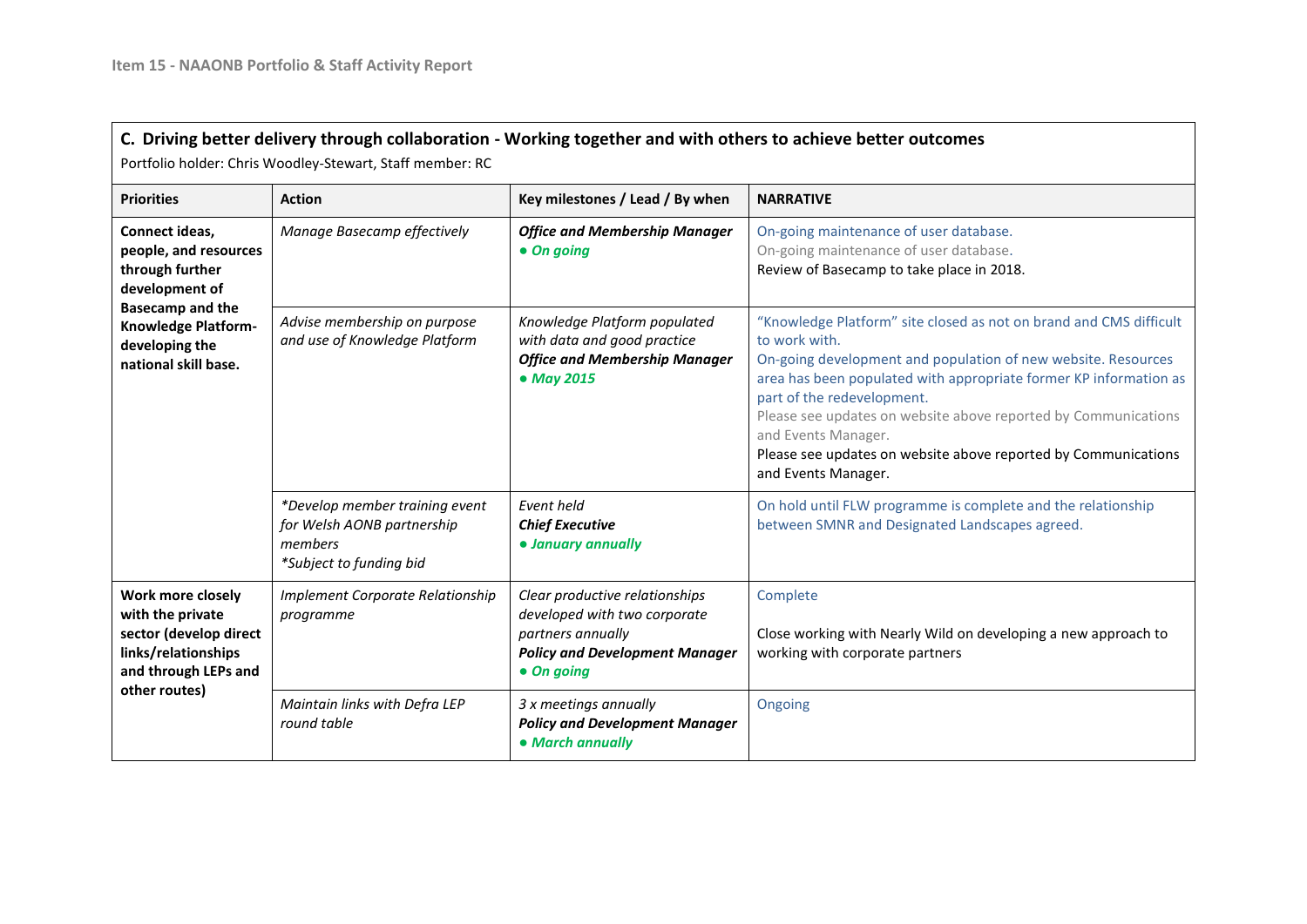## C. Driving better delivery through collaboration - Working together and with others to achieve better outcomes

Portfolio holder: Chris Woodley-Stewart, Staff member: RC

| Priorities | Action | Key milestones / Lead / By when | NARRATIVE |
|---|---|---|---|
| **Connect ideas, people, and resources through further development of Basecamp and the Knowledge Platform-developing the national skill base.** | *Manage Basecamp effectively* | ***Office and Membership Manager*** <br> ***• On going*** | On-going maintenance of user database. <br> On-going maintenance of user database. <br> Review of Basecamp to take place in 2018. |
| | *Advise membership on purpose and use of Knowledge Platform* | *Knowledge Platform populated with data and good practice* <br> ***Office and Membership Manager*** <br> ***• May 2015*** | "Knowledge Platform" site closed as not on brand and CMS difficult to work with. <br> On-going development and population of new website. Resources area has been populated with appropriate former KP information as part of the redevelopment. <br> Please see updates on website above reported by Communications and Events Manager. <br> Please see updates on website above reported by Communications and Events Manager. |
| | *\*Develop member training event for Welsh AONB partnership members* <br> *\*Subject to funding bid* | *Event held* <br> ***Chief Executive*** <br> ***• January annually*** | On hold until FLW programme is complete and the relationship between SMNR and Designated Landscapes agreed. |
| **Work more closely with the private sector (develop direct links/relationships and through LEPs and other routes)** | *Implement Corporate Relationship programme* | *Clear productive relationships developed with two corporate partners annually* <br> ***Policy and Development Manager*** <br> ***• On going*** | Complete <br><br> Close working with Nearly Wild on developing a new approach to working with corporate partners |
| | *Maintain links with Defra LEP round table* | *3 x meetings annually* <br> ***Policy and Development Manager*** <br> ***• March annually*** | Ongoing |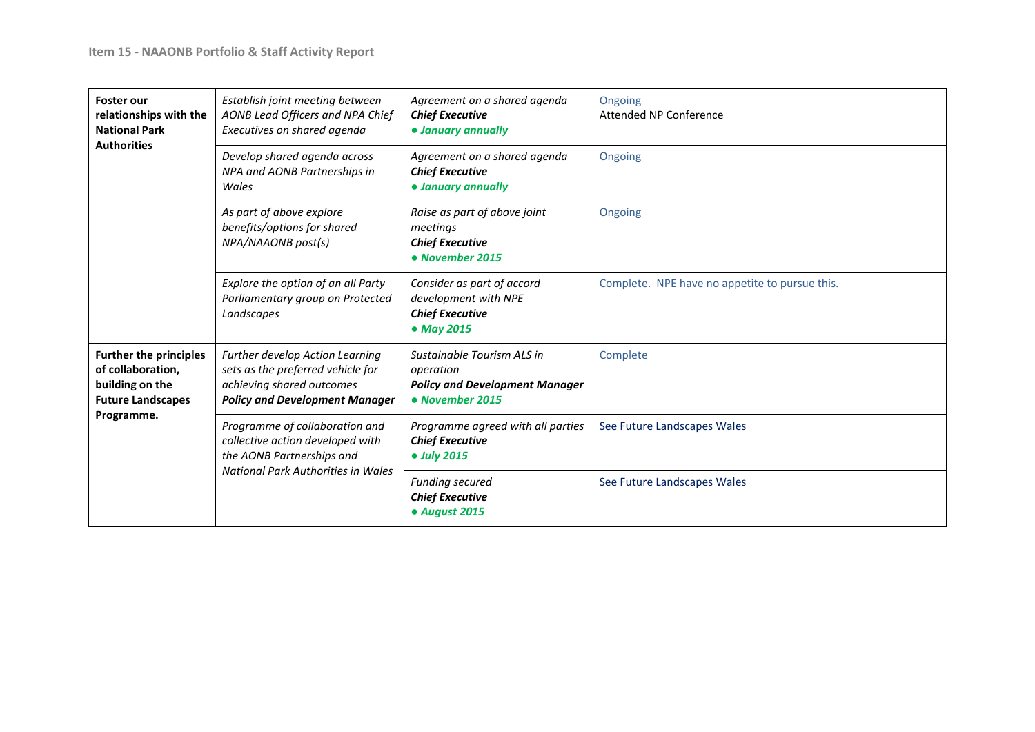| Foster our relationships with the National Park Authorities | *Establish joint meeting between AONB Lead Officers and NPA Chief Executives on shared agenda* | *Agreement on a shared agenda* ***Chief Executive*** ***● January annually*** | Ongoing Attended NP Conference |
|---|---|---|---|
| | *Develop shared agenda across NPA and AONB Partnerships in Wales* | *Agreement on a shared agenda* ***Chief Executive*** ***● January annually*** | Ongoing |
| | *As part of above explore benefits/options for shared NPA/NAAONB post(s)* | *Raise as part of above joint meetings* ***Chief Executive*** ***● November 2015*** | Ongoing |
| | *Explore the option of an all Party Parliamentary group on Protected Landscapes* | *Consider as part of accord development with NPE* ***Chief Executive*** ***● May 2015*** | Complete. NPE have no appetite to pursue this. |
| **Further the principles of collaboration, building on the Future Landscapes Programme.** | *Further develop Action Learning sets as the preferred vehicle for achieving shared outcomes* ***Policy and Development Manager*** | *Sustainable Tourism ALS in operation* ***Policy and Development Manager*** ***● November 2015*** | Complete |
| | *Programme of collaboration and collective action developed with the AONB Partnerships and National Park Authorities in Wales* | *Programme agreed with all parties* ***Chief Executive*** ***● July 2015*** | See Future Landscapes Wales |
| | | *Funding secured* ***Chief Executive*** ***● August 2015*** | See Future Landscapes Wales |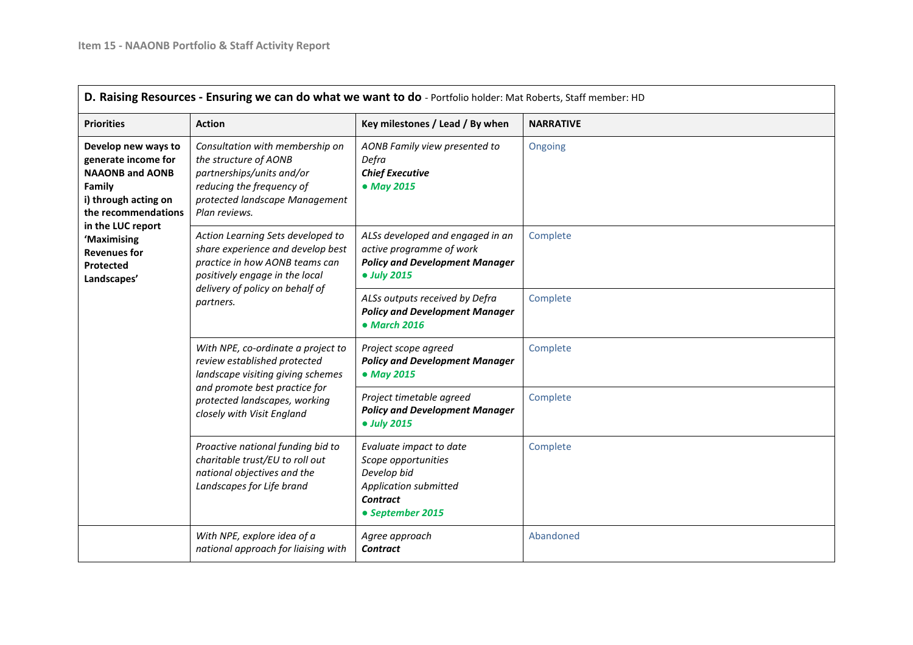| **D. Raising Resources - Ensuring we can do what we want to do** - Portfolio holder: Mat Roberts, Staff member: HD | | | |
|---|---|---|---|
| **Priorities** | **Action** | **Key milestones / Lead / By when** | **NARRATIVE** |
| **Develop new ways to generate income for NAAONB and AONB Family i) through acting on the recommendations in the LUC report 'Maximising Revenues for Protected Landscapes'** | *Consultation with membership on the structure of AONB partnerships/units and/or reducing the frequency of protected landscape Management Plan reviews.* | *AONB Family view presented to Defra* ***Chief Executive*** ***• May 2015*** | Ongoing |
| | *Action Learning Sets developed to share experience and develop best practice in how AONB teams can positively engage in the local delivery of policy on behalf of partners.* | *ALSs developed and engaged in an active programme of work* ***Policy and Development Manager*** ***• July 2015*** | Complete |
| | | *ALSs outputs received by Defra* ***Policy and Development Manager*** ***• March 2016*** | Complete |
| | *With NPE, co-ordinate a project to review established protected landscape visiting giving schemes and promote best practice for protected landscapes, working closely with Visit England* | *Project scope agreed* ***Policy and Development Manager*** ***• May 2015*** | Complete |
| | | *Project timetable agreed* ***Policy and Development Manager*** ***• July 2015*** | Complete |
| | *Proactive national funding bid to charitable trust/EU to roll out national objectives and the Landscapes for Life brand* | *Evaluate impact to date* *Scope opportunities* *Develop bid* *Application submitted* ***Contract*** ***• September 2015*** | Complete |
| | *With NPE, explore idea of a national approach for liaising with* | *Agree approach* ***Contract*** | Abandoned |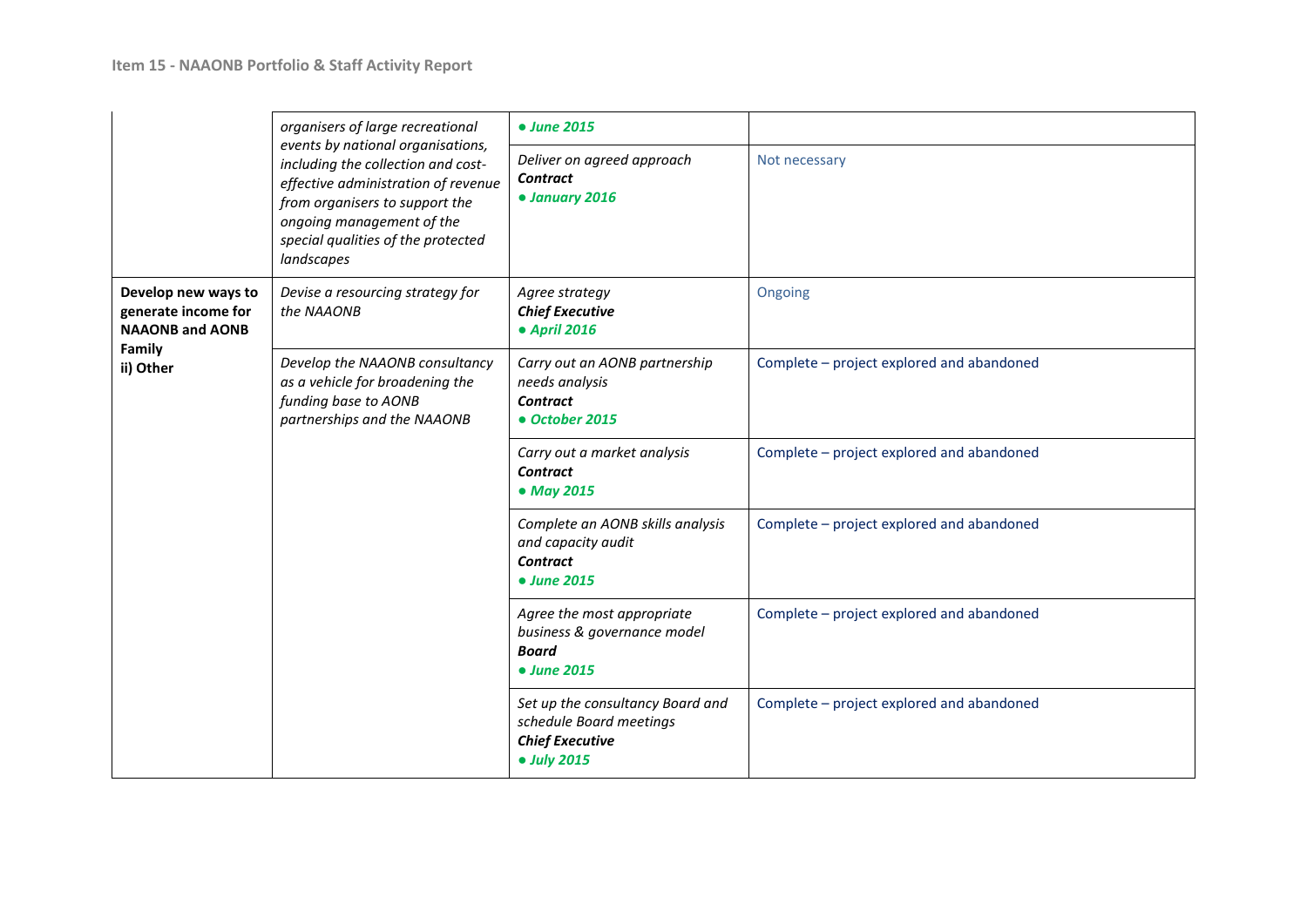| | | | |
|---|---|---|---|
| | *organisers of large recreational events by national organisations, including the collection and cost-effective administration of revenue from organisers to support the ongoing management of the special qualities of the protected landscapes* | ***● June 2015*** | |
| | | *Deliver on agreed approach* ***Contract*** ***● January 2016*** | Not necessary |
| **Develop new ways to generate income for NAAONB and AONB Family ii) Other** | *Devise a resourcing strategy for the NAAONB* | *Agree strategy* ***Chief Executive*** ***● April 2016*** | Ongoing |
| | *Develop the NAAONB consultancy as a vehicle for broadening the funding base to AONB partnerships and the NAAONB* | *Carry out an AONB partnership needs analysis* ***Contract*** ***● October 2015*** | Complete – project explored and abandoned |
| | | *Carry out a market analysis* ***Contract*** ***● May 2015*** | Complete – project explored and abandoned |
| | | *Complete an AONB skills analysis and capacity audit* ***Contract*** ***● June 2015*** | Complete – project explored and abandoned |
| | | *Agree the most appropriate business & governance model* ***Board*** ***● June 2015*** | Complete – project explored and abandoned |
| | | *Set up the consultancy Board and schedule Board meetings* ***Chief Executive*** ***● July 2015*** | Complete – project explored and abandoned |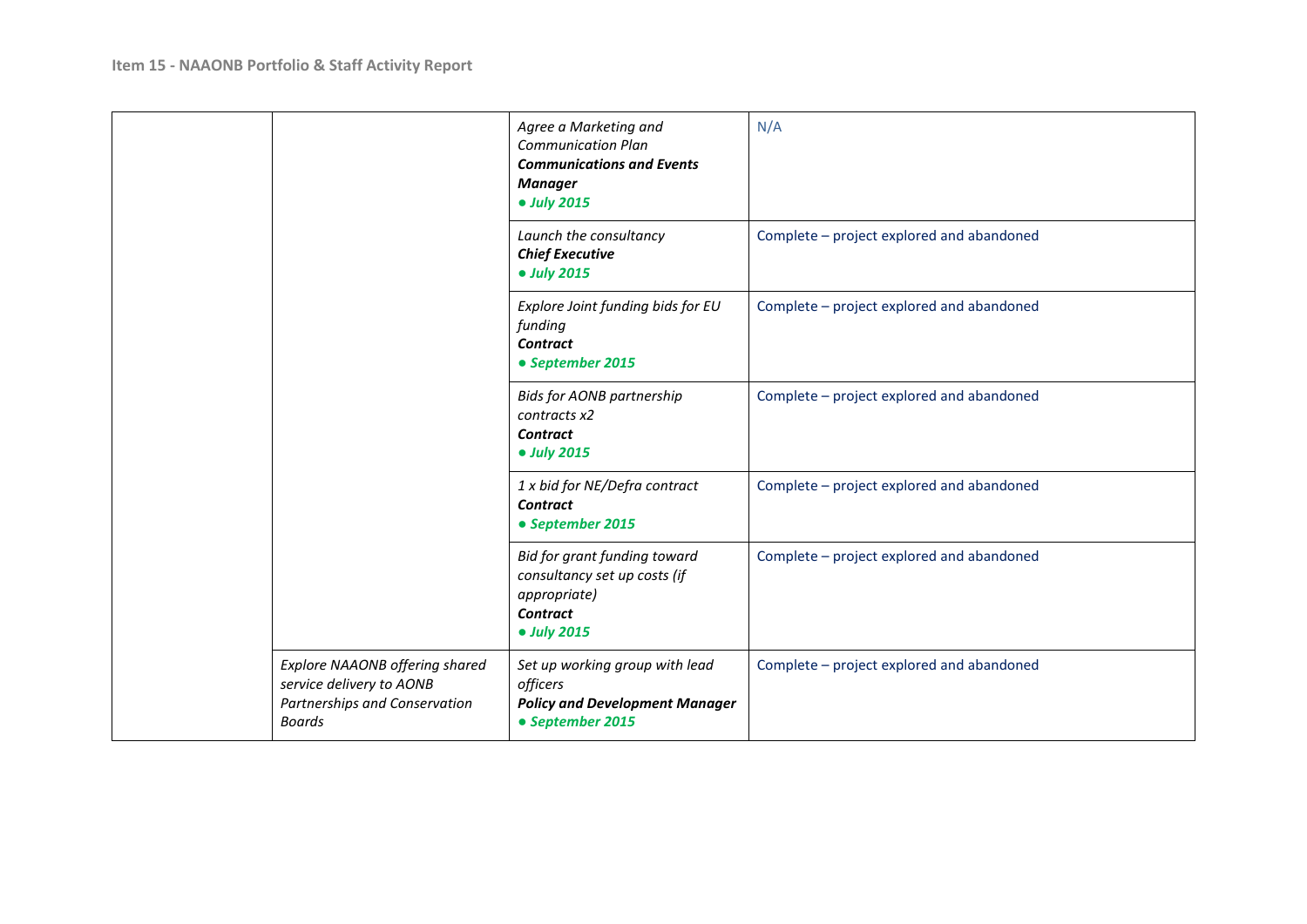| | | | |
|---|---|---|---|
| | | *Agree a Marketing and Communication Plan* ***Communications and Events Manager*** ***● July 2015*** | N/A |
| | | *Launch the consultancy* ***Chief Executive*** ***● July 2015*** | Complete – project explored and abandoned |
| | | *Explore Joint funding bids for EU funding* ***Contract*** ***● September 2015*** | Complete – project explored and abandoned |
| | | *Bids for AONB partnership contracts x2* ***Contract*** ***● July 2015*** | Complete – project explored and abandoned |
| | | *1 x bid for NE/Defra contract* ***Contract*** ***● September 2015*** | Complete – project explored and abandoned |
| | | *Bid for grant funding toward consultancy set up costs (if appropriate)* ***Contract*** ***● July 2015*** | Complete – project explored and abandoned |
| | *Explore NAAONB offering shared service delivery to AONB Partnerships and Conservation Boards* | *Set up working group with lead officers* ***Policy and Development Manager*** ***● September 2015*** | Complete – project explored and abandoned |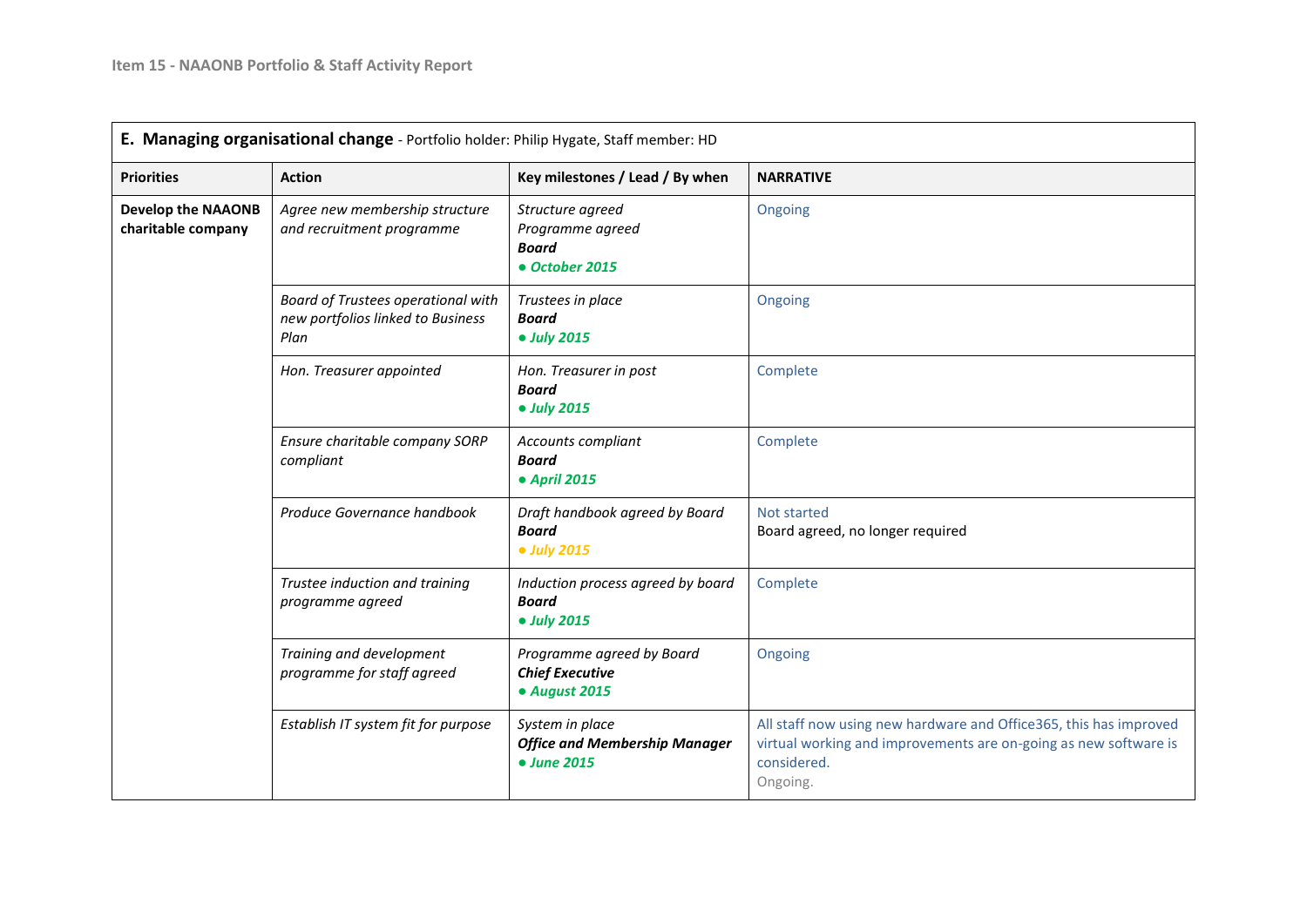| **E. Managing organisational change** - Portfolio holder: Philip Hygate, Staff member: HD | | | |
|---|---|---|---|
| **Priorities** | **Action** | **Key milestones / Lead / By when** | **NARRATIVE** |
| **Develop the NAAONB charitable company** | *Agree new membership structure and recruitment programme* | *Structure agreed*<br>*Programme agreed*<br>***Board***<br>***● October 2015*** | Ongoing |
| | *Board of Trustees operational with new portfolios linked to Business Plan* | *Trustees in place*<br>***Board***<br>***● July 2015*** | Ongoing |
| | *Hon. Treasurer appointed* | *Hon. Treasurer in post*<br>***Board***<br>***● July 2015*** | Complete |
| | *Ensure charitable company SORP compliant* | *Accounts compliant*<br>***Board***<br>***● April 2015*** | Complete |
| | *Produce Governance handbook* | *Draft handbook agreed by Board*<br>***Board***<br>***● July 2015*** | Not started<br>Board agreed, no longer required |
| | *Trustee induction and training programme agreed* | *Induction process agreed by board*<br>***Board***<br>***● July 2015*** | Complete |
| | *Training and development programme for staff agreed* | *Programme agreed by Board*<br>***Chief Executive***<br>***● August 2015*** | Ongoing |
| | *Establish IT system fit for purpose* | *System in place*<br>***Office and Membership Manager***<br>***● June 2015*** | All staff now using new hardware and Office365, this has improved virtual working and improvements are on-going as new software is considered.<br>Ongoing. |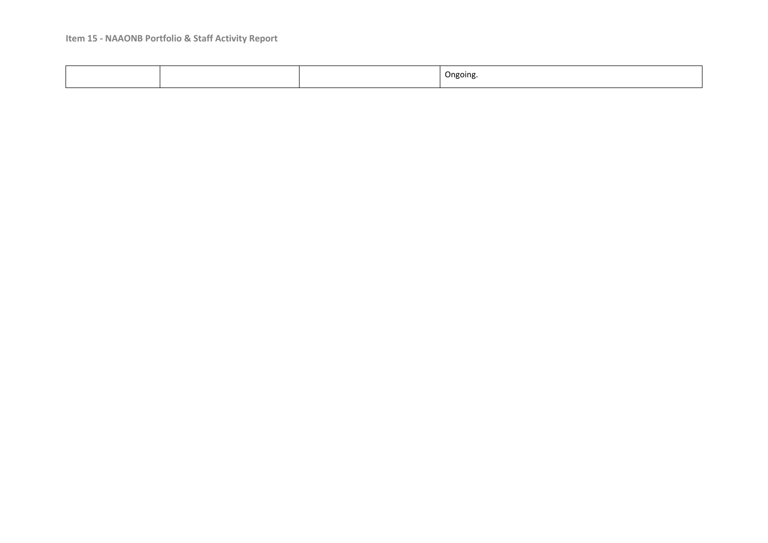| | | | |
|---|---|---|---|
| | | | Ongoing. |